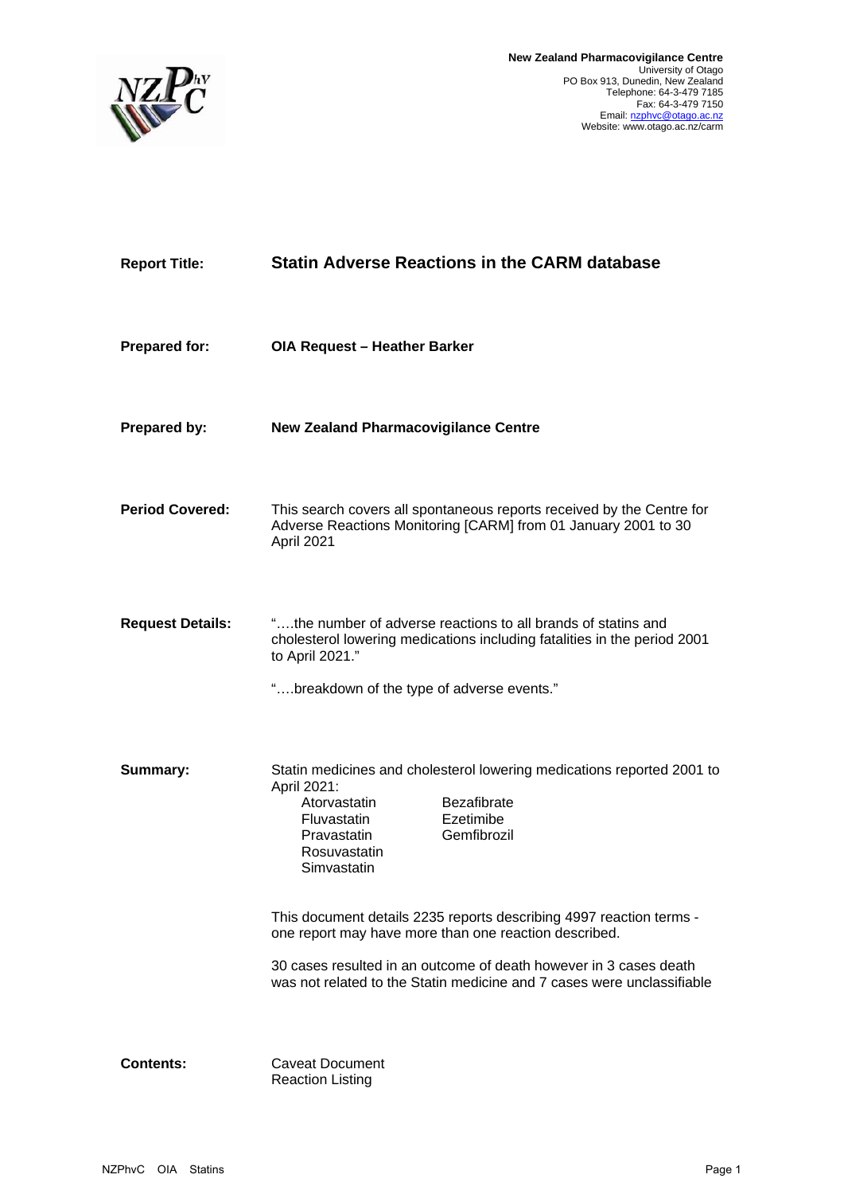**New Zealand Pharmacovigilance Centre**
University of Otago
PO Box 913, Dunedin, New Zealand
Telephone: 64-3-479 7185
Fax: 64-3-479 7150
Email: nzphvc@otago.ac.nz
Website: www.otago.ac.nz/carm

**Report Title:** **Statin Adverse Reactions in the CARM database**

**Prepared for:** **OIA Request – Heather Barker**

**Prepared by:** **New Zealand Pharmacovigilance Centre**

**Period Covered:** This search covers all spontaneous reports received by the Centre for Adverse Reactions Monitoring [CARM] from 01 January 2001 to 30 April 2021

**Request Details:** "….the number of adverse reactions to all brands of statins and cholesterol lowering medications including fatalities in the period 2001 to April 2021."

"….breakdown of the type of adverse events."

**Summary:** Statin medicines and cholesterol lowering medications reported 2001 to April 2021:

| | |
|---|---|
| Atorvastatin | Bezafibrate |
| Fluvastatin | Ezetimibe |
| Pravastatin | Gemfibrozil |
| Rosuvastatin | |
| Simvastatin | |

This document details 2235 reports describing 4997 reaction terms - one report may have more than one reaction described.

30 cases resulted in an outcome of death however in 3 cases death was not related to the Statin medicine and 7 cases were unclassifiable

**Contents:** Caveat Document
Reaction Listing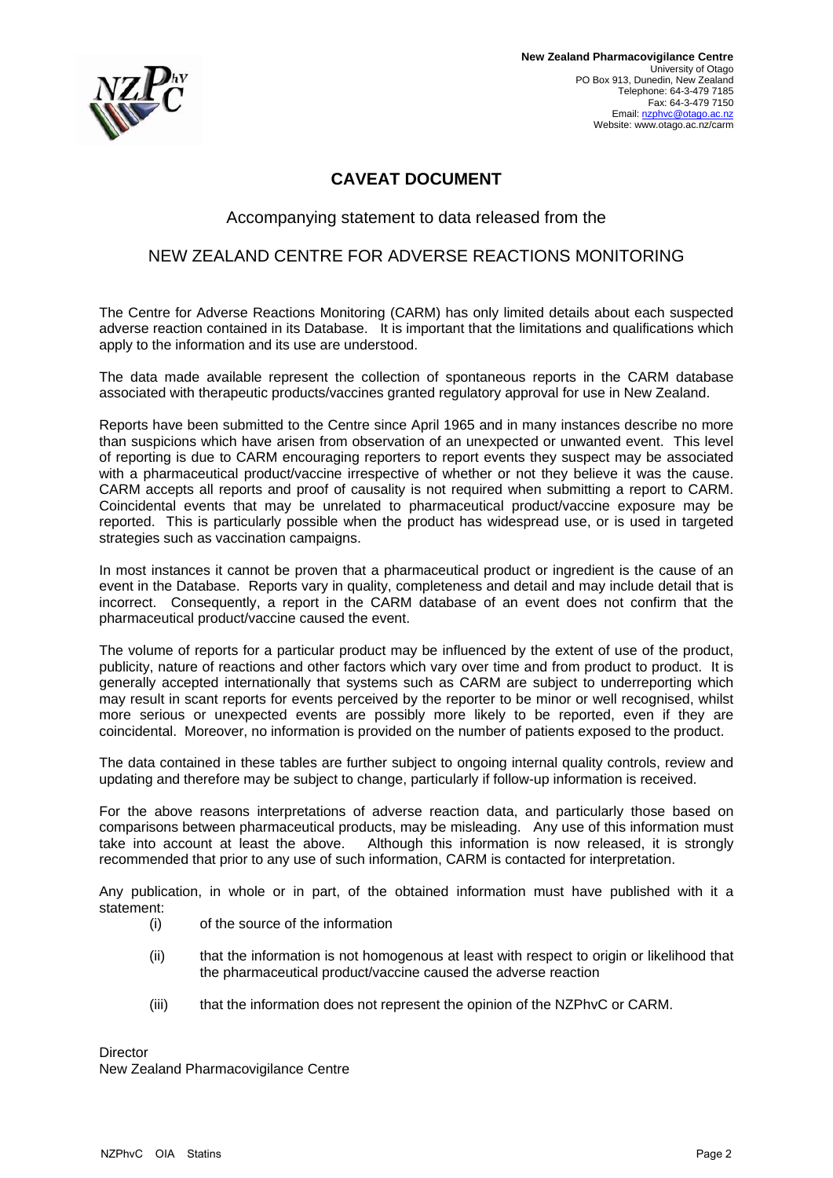**New Zealand Pharmacovigilance Centre**
University of Otago
PO Box 913, Dunedin, New Zealand
Telephone: 64-3-479 7185
Fax: 64-3-479 7150
Email: nzphvc@otago.ac.nz
Website: www.otago.ac.nz/carm

# CAVEAT DOCUMENT

## Accompanying statement to data released from the

## NEW ZEALAND CENTRE FOR ADVERSE REACTIONS MONITORING

The Centre for Adverse Reactions Monitoring (CARM) has only limited details about each suspected adverse reaction contained in its Database. It is important that the limitations and qualifications which apply to the information and its use are understood.

The data made available represent the collection of spontaneous reports in the CARM database associated with therapeutic products/vaccines granted regulatory approval for use in New Zealand.

Reports have been submitted to the Centre since April 1965 and in many instances describe no more than suspicions which have arisen from observation of an unexpected or unwanted event. This level of reporting is due to CARM encouraging reporters to report events they suspect may be associated with a pharmaceutical product/vaccine irrespective of whether or not they believe it was the cause. CARM accepts all reports and proof of causality is not required when submitting a report to CARM. Coincidental events that may be unrelated to pharmaceutical product/vaccine exposure may be reported. This is particularly possible when the product has widespread use, or is used in targeted strategies such as vaccination campaigns.

In most instances it cannot be proven that a pharmaceutical product or ingredient is the cause of an event in the Database. Reports vary in quality, completeness and detail and may include detail that is incorrect. Consequently, a report in the CARM database of an event does not confirm that the pharmaceutical product/vaccine caused the event.

The volume of reports for a particular product may be influenced by the extent of use of the product, publicity, nature of reactions and other factors which vary over time and from product to product. It is generally accepted internationally that systems such as CARM are subject to underreporting which may result in scant reports for events perceived by the reporter to be minor or well recognised, whilst more serious or unexpected events are possibly more likely to be reported, even if they are coincidental. Moreover, no information is provided on the number of patients exposed to the product.

The data contained in these tables are further subject to ongoing internal quality controls, review and updating and therefore may be subject to change, particularly if follow-up information is received.

For the above reasons interpretations of adverse reaction data, and particularly those based on comparisons between pharmaceutical products, may be misleading. Any use of this information must take into account at least the above. Although this information is now released, it is strongly recommended that prior to any use of such information, CARM is contacted for interpretation.

Any publication, in whole or in part, of the obtained information must have published with it a statement:

- (i) of the source of the information
- (ii) that the information is not homogenous at least with respect to origin or likelihood that the pharmaceutical product/vaccine caused the adverse reaction
- (iii) that the information does not represent the opinion of the NZPhvC or CARM.

Director
New Zealand Pharmacovigilance Centre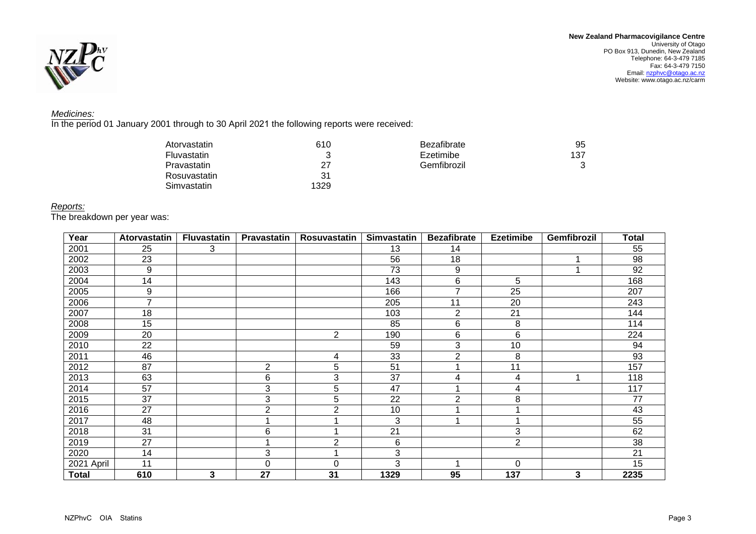**New Zealand Pharmacovigilance Centre**
University of Otago
PO Box 913, Dunedin, New Zealand
Telephone: 64-3-479 7185
Fax: 64-3-479 7150
Email: nzphvc@otago.ac.nz
Website: www.otago.ac.nz/carm

*Medicines:*

In the period 01 January 2001 through to 30 April 2021 the following reports were received:

| | | | |
|---|---|---|---|
| Atorvastatin | 610 | Bezafibrate | 95 |
| Fluvastatin | 3 | Ezetimibe | 137 |
| Pravastatin | 27 | Gemfibrozil | 3 |
| Rosuvastatin | 31 | | |
| Simvastatin | 1329 | | |

*Reports:*

The breakdown per year was:

| Year | Atorvastatin | Fluvastatin | Pravastatin | Rosuvastatin | Simvastatin | Bezafibrate | Ezetimibe | Gemfibrozil | Total |
|---|---|---|---|---|---|---|---|---|---|
| 2001 | 25 | 3 | | | 13 | 14 | | | 55 |
| 2002 | 23 | | | | 56 | 18 | | 1 | 98 |
| 2003 | 9 | | | | 73 | 9 | | 1 | 92 |
| 2004 | 14 | | | | 143 | 6 | 5 | | 168 |
| 2005 | 9 | | | | 166 | 7 | 25 | | 207 |
| 2006 | 7 | | | | 205 | 11 | 20 | | 243 |
| 2007 | 18 | | | | 103 | 2 | 21 | | 144 |
| 2008 | 15 | | | | 85 | 6 | 8 | | 114 |
| 2009 | 20 | | | 2 | 190 | 6 | 6 | | 224 |
| 2010 | 22 | | | | 59 | 3 | 10 | | 94 |
| 2011 | 46 | | | 4 | 33 | 2 | 8 | | 93 |
| 2012 | 87 | | 2 | 5 | 51 | 1 | 11 | | 157 |
| 2013 | 63 | | 6 | 3 | 37 | 4 | 4 | 1 | 118 |
| 2014 | 57 | | 3 | 5 | 47 | 1 | 4 | | 117 |
| 2015 | 37 | | 3 | 5 | 22 | 2 | 8 | | 77 |
| 2016 | 27 | | 2 | 2 | 10 | 1 | 1 | | 43 |
| 2017 | 48 | | 1 | 1 | 3 | 1 | 1 | | 55 |
| 2018 | 31 | | 6 | 1 | 21 | | 3 | | 62 |
| 2019 | 27 | | 1 | 2 | 6 | | 2 | | 38 |
| 2020 | 14 | | 3 | 1 | 3 | | | | 21 |
| 2021 April | 11 | | 0 | 0 | 3 | 1 | 0 | | 15 |
| **Total** | **610** | **3** | **27** | **31** | **1329** | **95** | **137** | **3** | **2235** |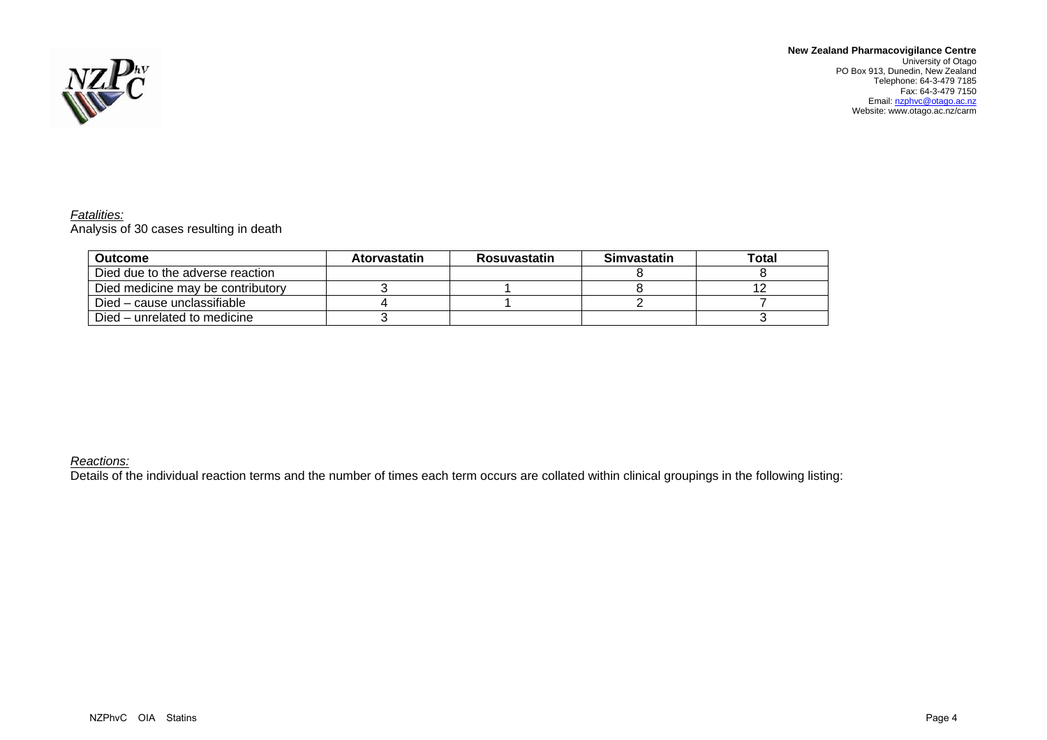*Fatalities:*
Analysis of 30 cases resulting in death

| Outcome | Atorvastatin | Rosuvastatin | Simvastatin | Total |
|---|---|---|---|---|
| Died due to the adverse reaction | | | 8 | 8 |
| Died medicine may be contributory | 3 | 1 | 8 | 12 |
| Died – cause unclassifiable | 4 | 1 | 2 | 7 |
| Died – unrelated to medicine | 3 | | | 3 |

*Reactions:*
Details of the individual reaction terms and the number of times each term occurs are collated within clinical groupings in the following listing: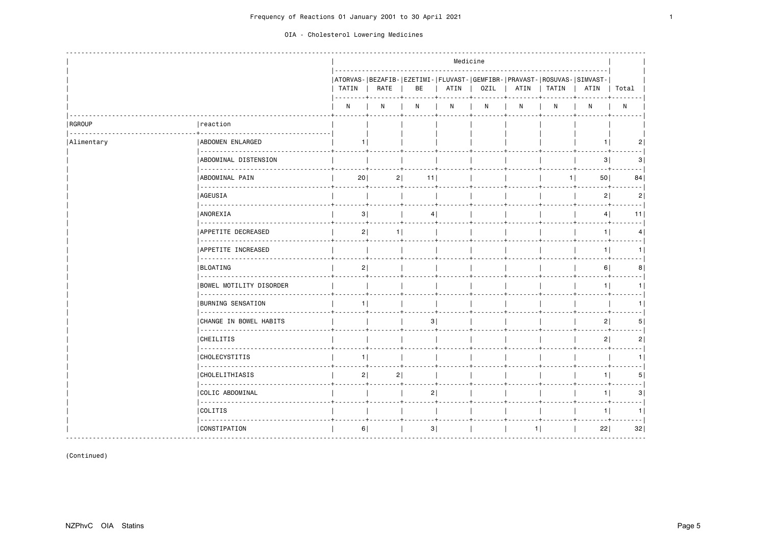Frequency of Reactions 01 January 2001 to 30 April 2021

OIA - Cholesterol Lowering Medicines

| RGROUP | reaction | ATORVASTATIN | BEZAFIBRATE | EZETIMIBE | FLUVASTATIN | GEMFIBROZIL | PRAVASTATIN | ROSUVASTATIN | SIMVASTATIN | Total |
|---|---|---|---|---|---|---|---|---|---|---|
| | | N | N | N | N | N | N | N | N | N |
| Alimentary | ABDOMEN ENLARGED | 1 | | | | | | | 1 | 2 |
| | ABDOMINAL DISTENSION | | | | | | | | 3 | 3 |
| | ABDOMINAL PAIN | 20 | 2 | 11 | | | | 1 | 50 | 84 |
| | AGEUSIA | | | | | | | | 2 | 2 |
| | ANOREXIA | 3 | | 4 | | | | | 4 | 11 |
| | APPETITE DECREASED | 2 | 1 | | | | | | 1 | 4 |
| | APPETITE INCREASED | | | | | | | | 1 | 1 |
| | BLOATING | 2 | | | | | | | 6 | 8 |
| | BOWEL MOTILITY DISORDER | | | | | | | | 1 | 1 |
| | BURNING SENSATION | 1 | | | | | | | | 1 |
| | CHANGE IN BOWEL HABITS | | | 3 | | | | | 2 | 5 |
| | CHEILITIS | | | | | | | | 2 | 2 |
| | CHOLECYSTITIS | 1 | | | | | | | | 1 |
| | CHOLELITHIASIS | 2 | 2 | | | | | | 1 | 5 |
| | COLIC ABDOMINAL | | | 2 | | | | | 1 | 3 |
| | COLITIS | | | | | | | | 1 | 1 |
| | CONSTIPATION | 6 | | 3 | | | 1 | | 22 | 32 |

(Continued)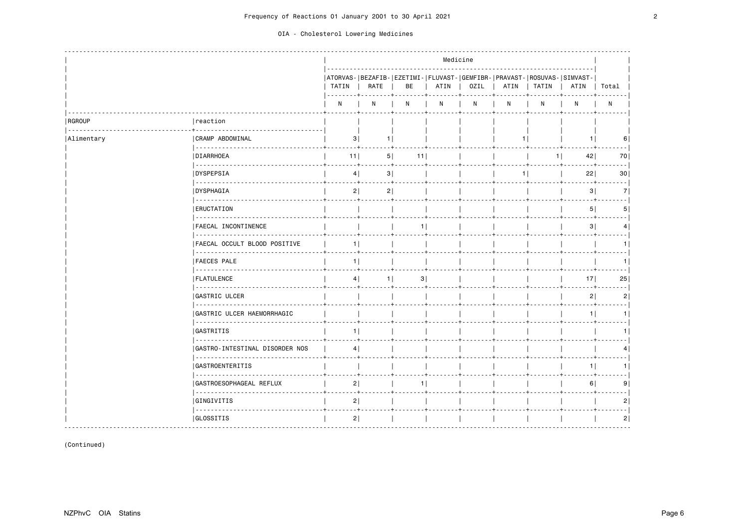Frequency of Reactions 01 January 2001 to 30 April 2021

OIA - Cholesterol Lowering Medicines

| RGROUP | reaction | Medicine | | | | | | | | |
|---|---|---|---|---|---|---|---|---|---|---|
| | | ATORVASTATIN | BEZAFIBRATE | EZETIMIBE | FLUVASTATIN | GEMFIBROZIL | PRAVASTATIN | ROSUVASTATIN | SIMVASTATIN | Total |
| | | N | N | N | N | N | N | N | N | N |
| Alimentary | CRAMP ABDOMINAL | 3 | 1 | | | | 1 | | 1 | 6 |
| | DIARRHOEA | 11 | 5 | 11 | | | | 1 | 42 | 70 |
| | DYSPEPSIA | 4 | 3 | | | | 1 | | 22 | 30 |
| | DYSPHAGIA | 2 | 2 | | | | | | 3 | 7 |
| | ERUCTATION | | | | | | | | 5 | 5 |
| | FAECAL INCONTINENCE | | | 1 | | | | | 3 | 4 |
| | FAECAL OCCULT BLOOD POSITIVE | 1 | | | | | | | | 1 |
| | FAECES PALE | 1 | | | | | | | | 1 |
| | FLATULENCE | 4 | 1 | 3 | | | | | 17 | 25 |
| | GASTRIC ULCER | | | | | | | | 2 | 2 |
| | GASTRIC ULCER HAEMORRHAGIC | | | | | | | | 1 | 1 |
| | GASTRITIS | 1 | | | | | | | | 1 |
| | GASTRO-INTESTINAL DISORDER NOS | 4 | | | | | | | | 4 |
| | GASTROENTERITIS | | | | | | | | 1 | 1 |
| | GASTROESOPHAGEAL REFLUX | 2 | | 1 | | | | | 6 | 9 |
| | GINGIVITIS | 2 | | | | | | | | 2 |
| | GLOSSITIS | 2 | | | | | | | | 2 |

(Continued)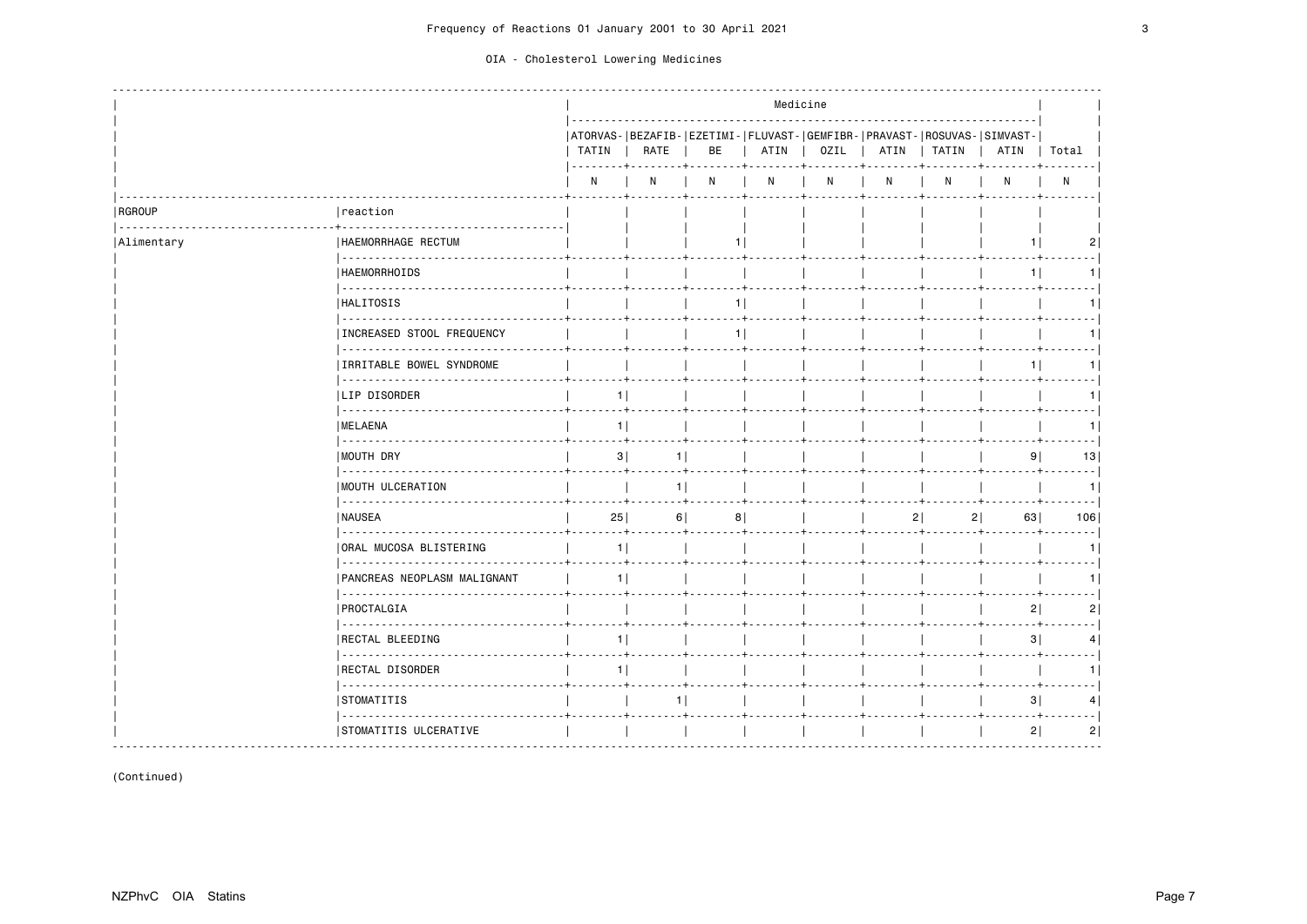Frequency of Reactions 01 January 2001 to 30 April 2021

OIA - Cholesterol Lowering Medicines

| | | Medicine | | | | | | | | |
|---|---|---|---|---|---|---|---|---|---|---|
| | | ATORVASTATIN | BEZAFIBRATE | EZETIMIBE | FLUVASTATIN | GEMFIBROZIL | PRAVASTATIN | ROSUVASTATIN | SIMVASTATIN | Total |
| | | N | N | N | N | N | N | N | N | N |
| RGROUP | reaction | | | | | | | | | |
| Alimentary | HAEMORRHAGE RECTUM | | | 1 | | | | | 1 | 2 |
| | HAEMORRHOIDS | | | | | | | | 1 | 1 |
| | HALITOSIS | | | 1 | | | | | | 1 |
| | INCREASED STOOL FREQUENCY | | | 1 | | | | | | 1 |
| | IRRITABLE BOWEL SYNDROME | | | | | | | | 1 | 1 |
| | LIP DISORDER | 1 | | | | | | | | 1 |
| | MELAENA | 1 | | | | | | | | 1 |
| | MOUTH DRY | 3 | 1 | | | | | | 9 | 13 |
| | MOUTH ULCERATION | | 1 | | | | | | | 1 |
| | NAUSEA | 25 | 6 | 8 | | | 2 | 2 | 63 | 106 |
| | ORAL MUCOSA BLISTERING | 1 | | | | | | | | 1 |
| | PANCREAS NEOPLASM MALIGNANT | 1 | | | | | | | | 1 |
| | PROCTALGIA | | | | | | | | 2 | 2 |
| | RECTAL BLEEDING | 1 | | | | | | | 3 | 4 |
| | RECTAL DISORDER | 1 | | | | | | | | 1 |
| | STOMATITIS | | 1 | | | | | | 3 | 4 |
| | STOMATITIS ULCERATIVE | | | | | | | | 2 | 2 |

(Continued)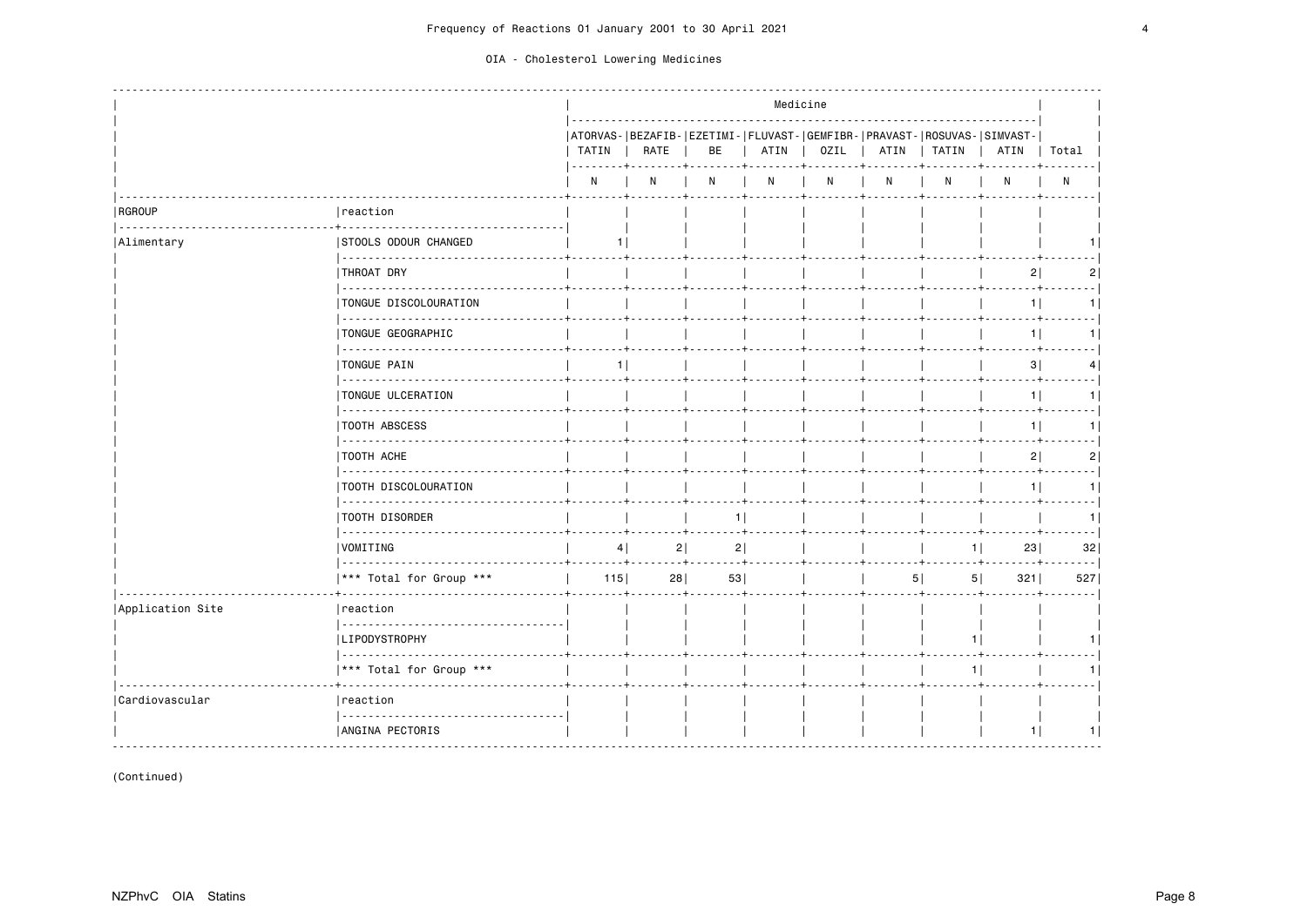Frequency of Reactions 01 January 2001 to 30 April 2021

OIA - Cholesterol Lowering Medicines

| | | Medicine | | | | | | | | |
|---|---|---|---|---|---|---|---|---|---|---|
| | | ATORVASTATIN | BEZAFIBRATE | EZETIMIBE | FLUVASTATIN | GEMFIBROZIL | PRAVASTATIN | ROSUVASTATIN | SIMVASTATIN | Total |
| | | N | N | N | N | N | N | N | N | N |
| RGROUP | reaction | | | | | | | | | |
| Alimentary | STOOLS ODOUR CHANGED | 1 | | | | | | | | 1 |
| | THROAT DRY | | | | | | | | 2 | 2 |
| | TONGUE DISCOLOURATION | | | | | | | | 1 | 1 |
| | TONGUE GEOGRAPHIC | | | | | | | | 1 | 1 |
| | TONGUE PAIN | 1 | | | | | | | 3 | 4 |
| | TONGUE ULCERATION | | | | | | | | 1 | 1 |
| | TOOTH ABSCESS | | | | | | | | 1 | 1 |
| | TOOTH ACHE | | | | | | | | 2 | 2 |
| | TOOTH DISCOLOURATION | | | | | | | | 1 | 1 |
| | TOOTH DISORDER | | | 1 | | | | | | 1 |
| | VOMITING | 4 | 2 | 2 | | | | 1 | 23 | 32 |
| | *** Total for Group *** | 115 | 28 | 53 | | | 5 | 5 | 321 | 527 |
| Application Site | reaction | | | | | | | | | |
| | LIPODYSTROPHY | | | | | | | 1 | | 1 |
| | *** Total for Group *** | | | | | | | 1 | | 1 |
| Cardiovascular | reaction | | | | | | | | | |
| | ANGINA PECTORIS | | | | | | | | 1 | 1 |

(Continued)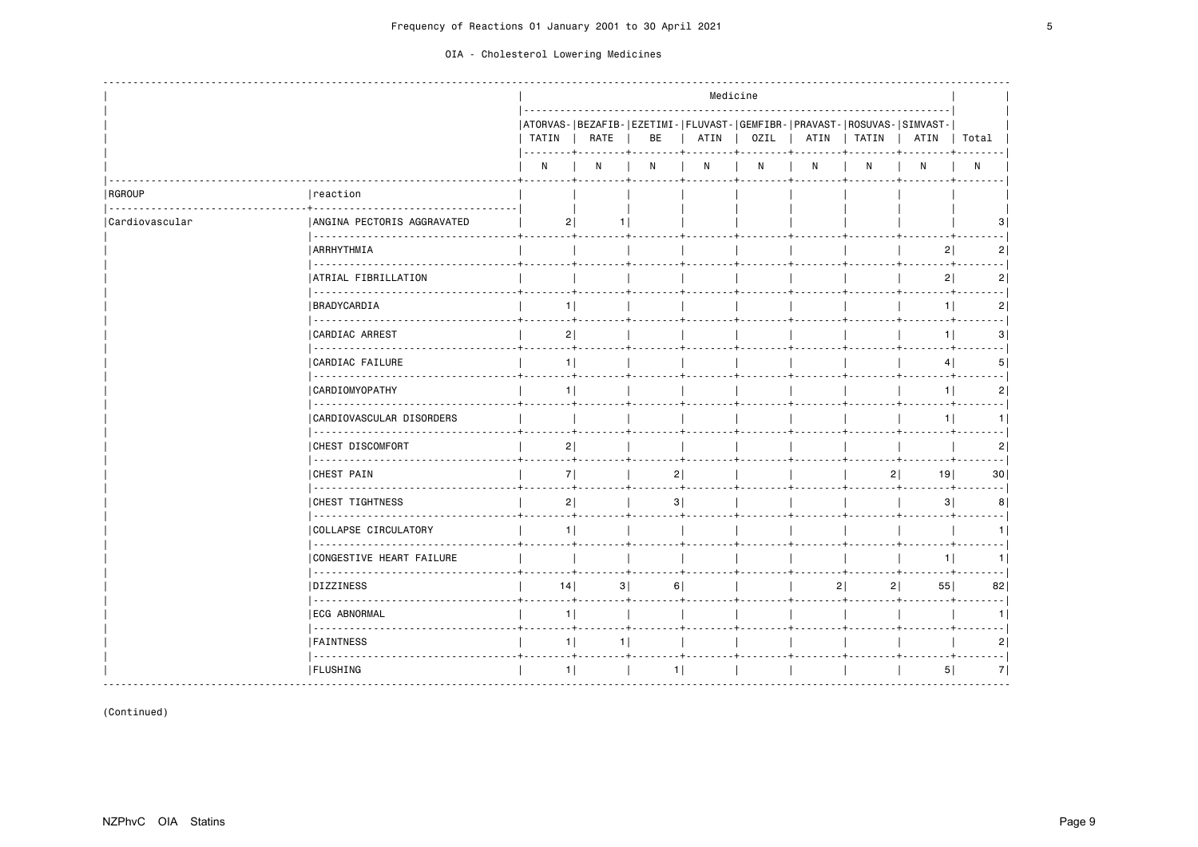Frequency of Reactions 01 January 2001 to 30 April 2021

OIA - Cholesterol Lowering Medicines

| | | Medicine | | | | | | | | |
|---|---|---|---|---|---|---|---|---|---|---|
| | | ATORVASTATIN | BEZAFIBRATE | EZETIMIBE | FLUVASTATIN | GEMFIBROZIL | PRAVASTATIN | ROSUVASTATIN | SIMVASTATIN | Total |
| | | N | N | N | N | N | N | N | N | N |
| RGROUP | reaction | | | | | | | | | |
| Cardiovascular | ANGINA PECTORIS AGGRAVATED | 2 | 1 | | | | | | | 3 |
| | ARRHYTHMIA | | | | | | | | 2 | 2 |
| | ATRIAL FIBRILLATION | | | | | | | | 2 | 2 |
| | BRADYCARDIA | 1 | | | | | | | 1 | 2 |
| | CARDIAC ARREST | 2 | | | | | | | 1 | 3 |
| | CARDIAC FAILURE | 1 | | | | | | | 4 | 5 |
| | CARDIOMYOPATHY | 1 | | | | | | | 1 | 2 |
| | CARDIOVASCULAR DISORDERS | | | | | | | | 1 | 1 |
| | CHEST DISCOMFORT | 2 | | | | | | | | 2 |
| | CHEST PAIN | 7 | | 2 | | | | 2 | 19 | 30 |
| | CHEST TIGHTNESS | 2 | | 3 | | | | | 3 | 8 |
| | COLLAPSE CIRCULATORY | 1 | | | | | | | | 1 |
| | CONGESTIVE HEART FAILURE | | | | | | | | 1 | 1 |
| | DIZZINESS | 14 | 3 | 6 | | | 2 | 2 | 55 | 82 |
| | ECG ABNORMAL | 1 | | | | | | | | 1 |
| | FAINTNESS | 1 | 1 | | | | | | | 2 |
| | FLUSHING | 1 | | 1 | | | | | 5 | 7 |

(Continued)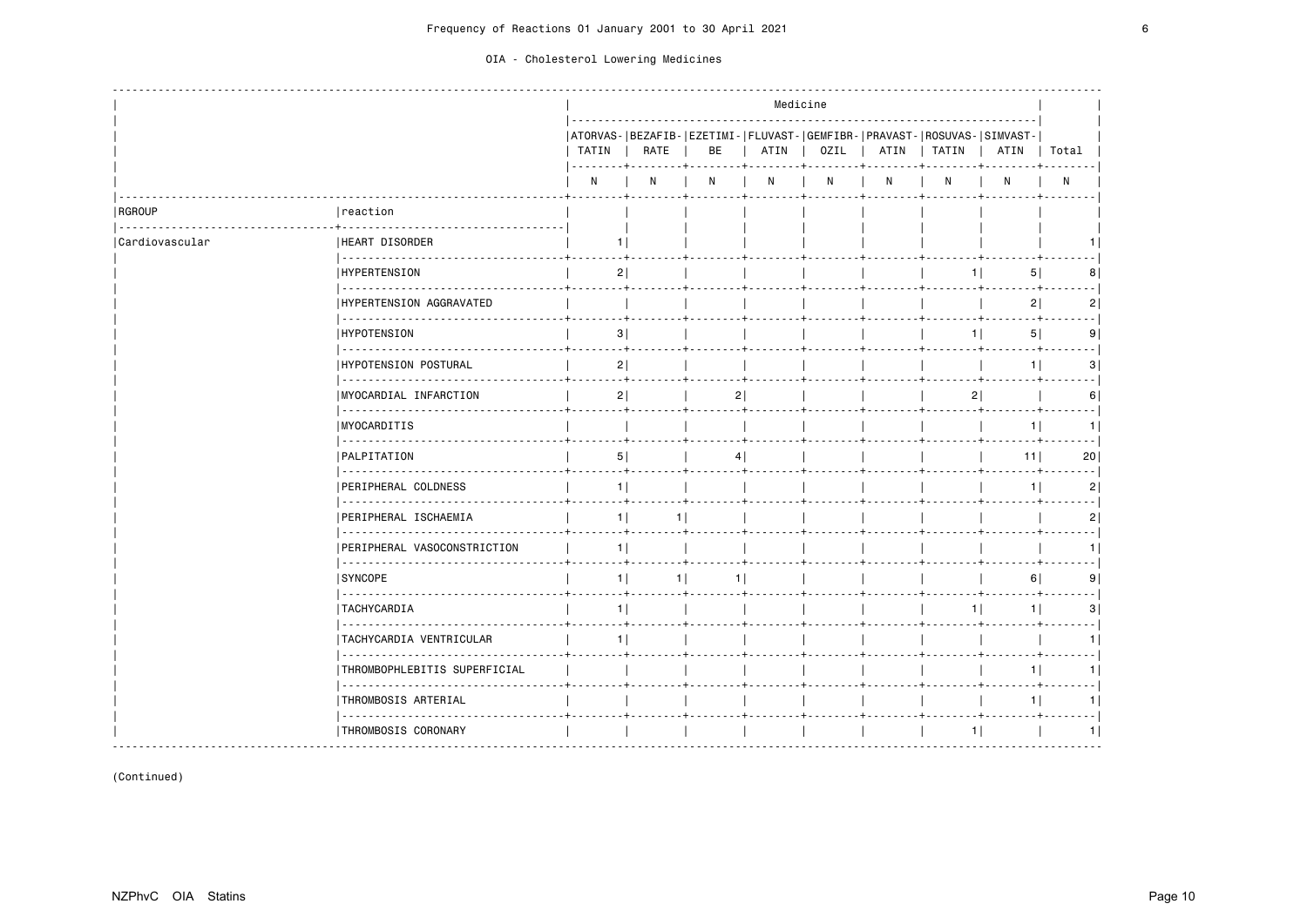| RGROUP | reaction | ATORVASTATIN | BEZAFIBRATE | EZETIMIBE | FLUVASTATIN | GEMFIBROZIL | PRAVASTATIN | ROSUVASTATIN | SIMVASTATIN | Total |
|---|---|---|---|---|---|---|---|---|---|---|
| | | N | N | N | N | N | N | N | N | N |
| Cardiovascular | HEART DISORDER | 1 | | | | | | | | 1 |
| | HYPERTENSION | 2 | | | | | | 1 | 5 | 8 |
| | HYPERTENSION AGGRAVATED | | | | | | | | 2 | 2 |
| | HYPOTENSION | 3 | | | | | | 1 | 5 | 9 |
| | HYPOTENSION POSTURAL | 2 | | | | | | | 1 | 3 |
| | MYOCARDIAL INFARCTION | 2 | | 2 | | | | 2 | | 6 |
| | MYOCARDITIS | | | | | | | | 1 | 1 |
| | PALPITATION | 5 | | 4 | | | | | 11 | 20 |
| | PERIPHERAL COLDNESS | 1 | | | | | | | 1 | 2 |
| | PERIPHERAL ISCHAEMIA | 1 | 1 | | | | | | | 2 |
| | PERIPHERAL VASOCONSTRICTION | 1 | | | | | | | | 1 |
| | SYNCOPE | 1 | 1 | 1 | | | | | 6 | 9 |
| | TACHYCARDIA | 1 | | | | | | 1 | 1 | 3 |
| | TACHYCARDIA VENTRICULAR | 1 | | | | | | | | 1 |
| | THROMBOPHLEBITIS SUPERFICIAL | | | | | | | | 1 | 1 |
| | THROMBOSIS ARTERIAL | | | | | | | | 1 | 1 |
| | THROMBOSIS CORONARY | | | | | | | 1 | | 1 |

(Continued)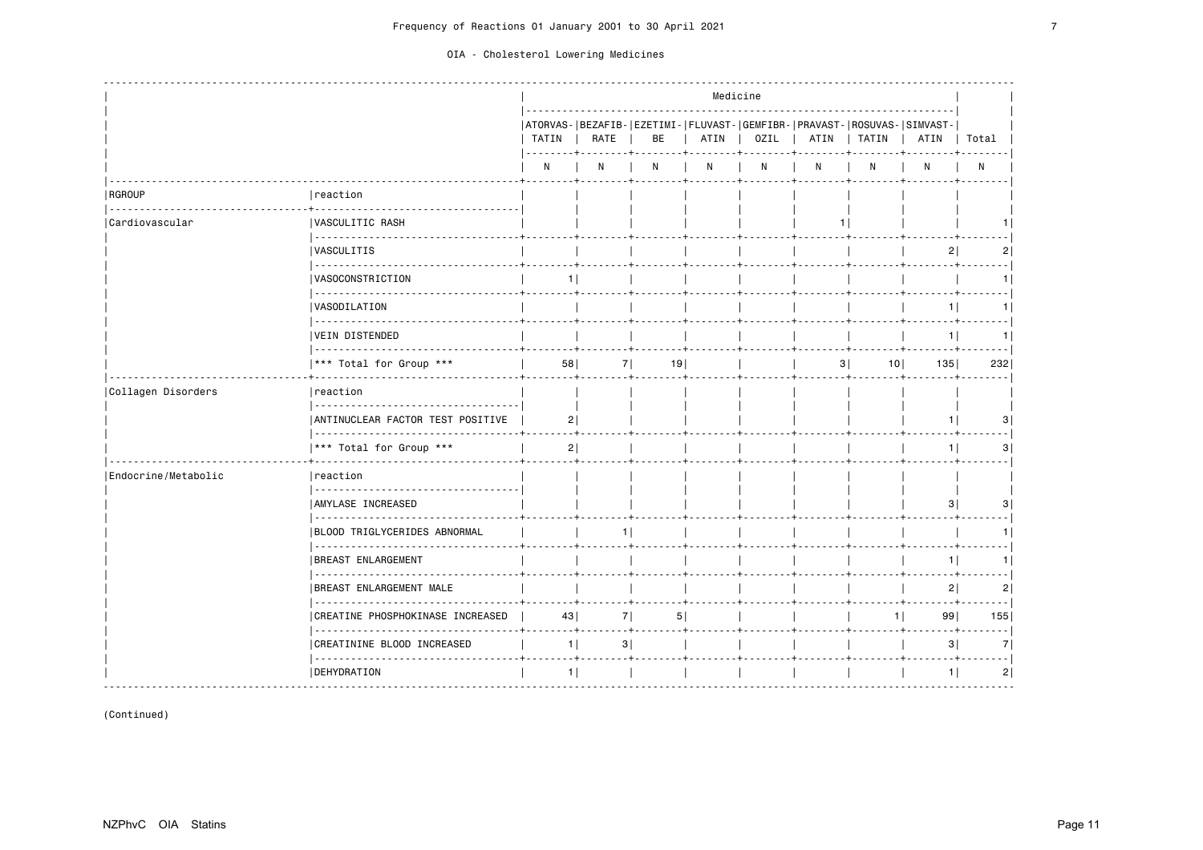Frequency of Reactions 01 January 2001 to 30 April 2021

OIA - Cholesterol Lowering Medicines

| RGROUP | reaction | ATORVASTATIN N | BEZAFIBRATE N | EZETIMIBE N | FLUVASTATIN N | GEMFIBROZIL N | PRAVASTATIN N | ROSUVASTATIN N | SIMVASTATIN N | Total N |
|---|---|---|---|---|---|---|---|---|---|---|
| Cardiovascular | VASCULITIC RASH | | | | | | 1 | | | 1 |
| | VASCULITIS | | | | | | | | 2 | 2 |
| | VASOCONSTRICTION | 1 | | | | | | | | 1 |
| | VASODILATION | | | | | | | | 1 | 1 |
| | VEIN DISTENDED | | | | | | | | 1 | 1 |
| | *** Total for Group *** | 58 | 7 | 19 | | | 3 | 10 | 135 | 232 |
| Collagen Disorders | reaction | | | | | | | | | |
| | ANTINUCLEAR FACTOR TEST POSITIVE | 2 | | | | | | | 1 | 3 |
| | *** Total for Group *** | 2 | | | | | | | 1 | 3 |
| Endocrine/Metabolic | reaction | | | | | | | | | |
| | AMYLASE INCREASED | | | | | | | | 3 | 3 |
| | BLOOD TRIGLYCERIDES ABNORMAL | | 1 | | | | | | | 1 |
| | BREAST ENLARGEMENT | | | | | | | | 1 | 1 |
| | BREAST ENLARGEMENT MALE | | | | | | | | 2 | 2 |
| | CREATINE PHOSPHOKINASE INCREASED | 43 | 7 | 5 | | | | 1 | 99 | 155 |
| | CREATININE BLOOD INCREASED | 1 | 3 | | | | | | 3 | 7 |
| | DEHYDRATION | 1 | | | | | | | 1 | 2 |

(Continued)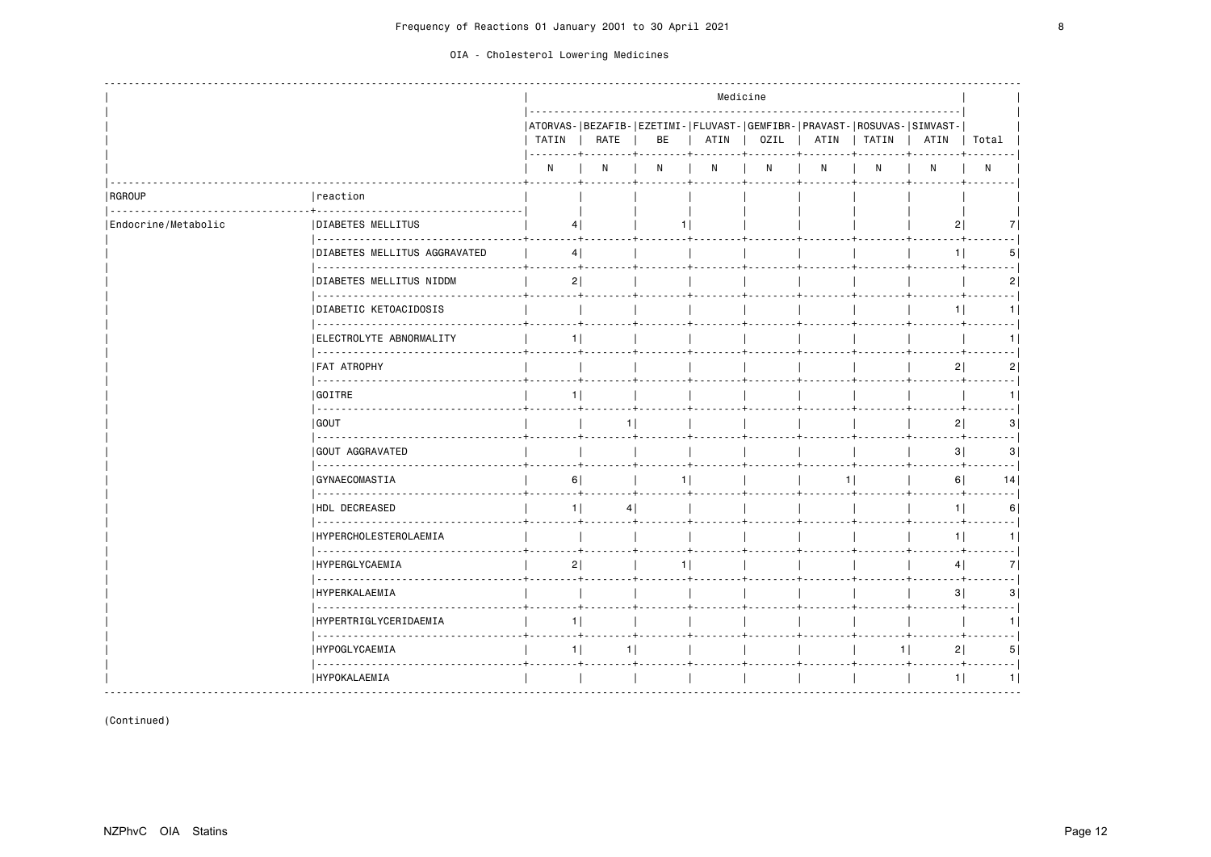Frequency of Reactions 01 January 2001 to 30 April 2021

OIA - Cholesterol Lowering Medicines

| | | Medicine | | | | | | | | |
|---|---|---|---|---|---|---|---|---|---|---|
| | | ATORVASTATIN | BEZAFIBRATE | EZETIMIBE | FLUVASTATIN | GEMFIBROZIL | PRAVASTATIN | ROSUVASTATIN | SIMVASTATIN | Total |
| | | N | N | N | N | N | N | N | N | N |
| RGROUP | reaction | | | | | | | | | |
| Endocrine/Metabolic | DIABETES MELLITUS | 4 | | 1 | | | | | 2 | 7 |
| | DIABETES MELLITUS AGGRAVATED | 4 | | | | | | | 1 | 5 |
| | DIABETES MELLITUS NIDDM | 2 | | | | | | | | 2 |
| | DIABETIC KETOACIDOSIS | | | | | | | | 1 | 1 |
| | ELECTROLYTE ABNORMALITY | 1 | | | | | | | | 1 |
| | FAT ATROPHY | | | | | | | | 2 | 2 |
| | GOITRE | 1 | | | | | | | | 1 |
| | GOUT | | 1 | | | | | | 2 | 3 |
| | GOUT AGGRAVATED | | | | | | | | 3 | 3 |
| | GYNAECOMASTIA | 6 | | 1 | | | 1 | | 6 | 14 |
| | HDL DECREASED | 1 | 4 | | | | | | 1 | 6 |
| | HYPERCHOLESTEROLAEMIA | | | | | | | | 1 | 1 |
| | HYPERGLYCAEMIA | 2 | | 1 | | | | | 4 | 7 |
| | HYPERKALAEMIA | | | | | | | | 3 | 3 |
| | HYPERTRIGLYCERIDAEMIA | 1 | | | | | | | | 1 |
| | HYPOGLYCAEMIA | 1 | 1 | | | | | 1 | 2 | 5 |
| | HYPOKALAEMIA | | | | | | | | 1 | 1 |

(Continued)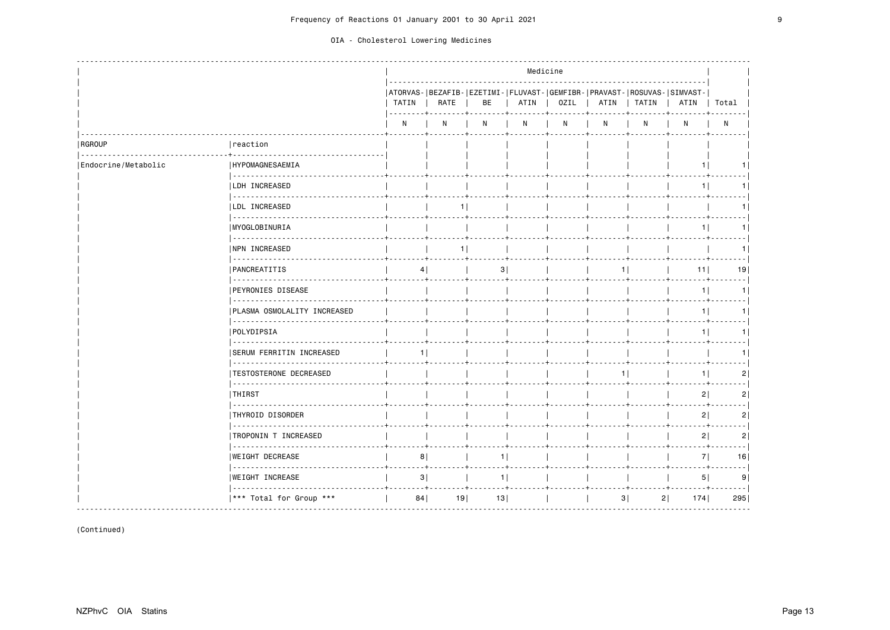Frequency of Reactions 01 January 2001 to 30 April 2021

OIA - Cholesterol Lowering Medicines

| | | Medicine | | | | | | | | |
|---|---|---|---|---|---|---|---|---|---|---|
| | | ATORVASTATIN | BEZAFIBRATE | EZETIMIBE | FLUVASTATIN | GEMFIBROZIL | PRAVASTATIN | ROSUVASTATIN | SIMVASTATIN | Total |
| | | N | N | N | N | N | N | N | N | N |
| RGROUP | reaction | | | | | | | | | |
| Endocrine/Metabolic | HYPOMAGNESAEMIA | | | | | | | | 1 | 1 |
| | LDH INCREASED | | | | | | | | 1 | 1 |
| | LDL INCREASED | | 1 | | | | | | | 1 |
| | MYOGLOBINURIA | | | | | | | | 1 | 1 |
| | NPN INCREASED | | 1 | | | | | | | 1 |
| | PANCREATITIS | 4 | | 3 | | | 1 | | 11 | 19 |
| | PEYRONIES DISEASE | | | | | | | | 1 | 1 |
| | PLASMA OSMOLALITY INCREASED | | | | | | | | 1 | 1 |
| | POLYDIPSIA | | | | | | | | 1 | 1 |
| | SERUM FERRITIN INCREASED | 1 | | | | | | | | 1 |
| | TESTOSTERONE DECREASED | | | | | | 1 | | 1 | 2 |
| | THIRST | | | | | | | | 2 | 2 |
| | THYROID DISORDER | | | | | | | | 2 | 2 |
| | TROPONIN T INCREASED | | | | | | | | 2 | 2 |
| | WEIGHT DECREASE | 8 | | 1 | | | | | 7 | 16 |
| | WEIGHT INCREASE | 3 | | 1 | | | | | 5 | 9 |
| | *** Total for Group *** | 84 | 19 | 13 | | | 3 | 2 | 174 | 295 |

(Continued)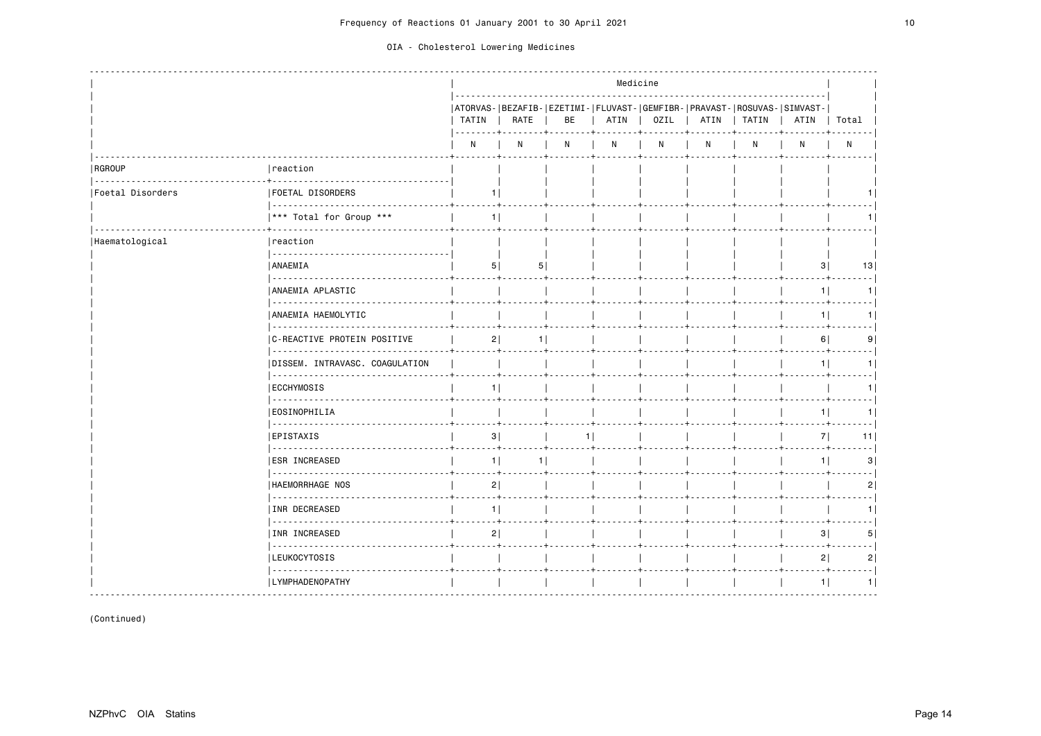Frequency of Reactions 01 January 2001 to 30 April 2021

OIA - Cholesterol Lowering Medicines

| RGROUP | reaction | ATORVASTATIN N | BEZAFIBRATE N | EZETIMIBE N | FLUVASTATIN N | GEMFIBROZIL N | PRAVASTATIN N | ROSUVASTATIN N | SIMVASTATIN N | Total N |
|---|---|---|---|---|---|---|---|---|---|---|
| Foetal Disorders | FOETAL DISORDERS | 1 | | | | | | | | 1 |
| | *** Total for Group *** | 1 | | | | | | | | 1 |
| Haematological | ANAEMIA | 5 | 5 | | | | | | 3 | 13 |
| | ANAEMIA APLASTIC | | | | | | | | 1 | 1 |
| | ANAEMIA HAEMOLYTIC | | | | | | | | 1 | 1 |
| | C-REACTIVE PROTEIN POSITIVE | 2 | 1 | | | | | | 6 | 9 |
| | DISSEM. INTRAVASC. COAGULATION | | | | | | | | 1 | 1 |
| | ECCHYMOSIS | 1 | | | | | | | | 1 |
| | EOSINOPHILIA | | | | | | | | 1 | 1 |
| | EPISTAXIS | 3 | | 1 | | | | | 7 | 11 |
| | ESR INCREASED | 1 | 1 | | | | | | 1 | 3 |
| | HAEMORRHAGE NOS | 2 | | | | | | | | 2 |
| | INR DECREASED | 1 | | | | | | | | 1 |
| | INR INCREASED | 2 | | | | | | | 3 | 5 |
| | LEUKOCYTOSIS | | | | | | | | 2 | 2 |
| | LYMPHADENOPATHY | | | | | | | | 1 | 1 |

(Continued)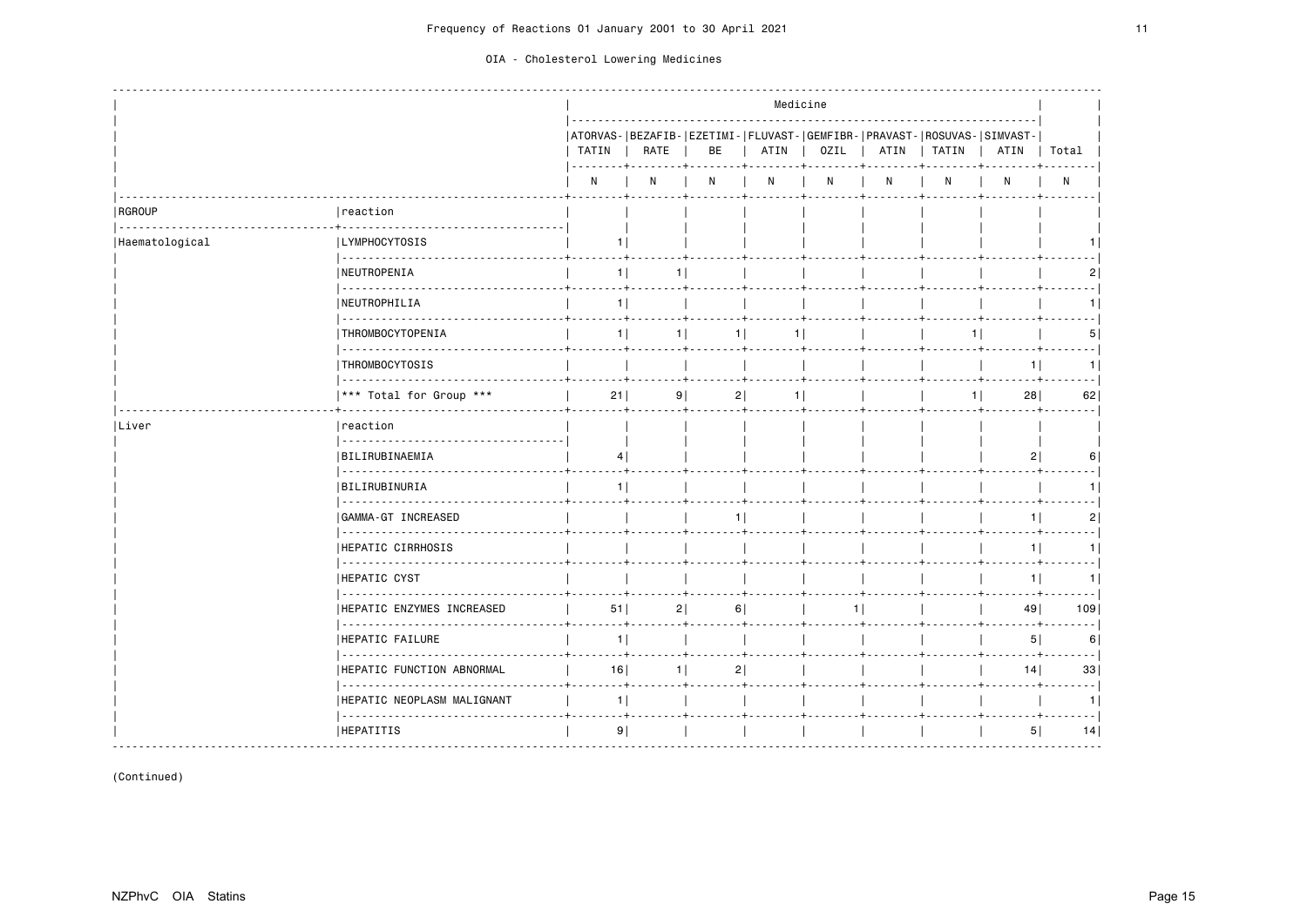| RGROUP | reaction | ATORVASTATIN N | BEZAFIBRATE N | EZETIMIBE N | FLUVASTATIN N | GEMFIBROZIL N | PRAVASTATIN N | ROSUVASTATIN N | SIMVASTATIN N | Total N |
|---|---|---|---|---|---|---|---|---|---|---|
| Haematological | LYMPHOCYTOSIS | 1 | | | | | | | | 1 |
| | NEUTROPENIA | 1 | 1 | | | | | | | 2 |
| | NEUTROPHILIA | 1 | | | | | | | | 1 |
| | THROMBOCYTOPENIA | 1 | 1 | 1 | 1 | | | 1 | | 5 |
| | THROMBOCYTOSIS | | | | | | | | 1 | 1 |
| | *** Total for Group *** | 21 | 9 | 2 | 1 | | | 1 | 28 | 62 |
| Liver | BILIRUBINAEMIA | 4 | | | | | | | 2 | 6 |
| | BILIRUBINURIA | 1 | | | | | | | | 1 |
| | GAMMA-GT INCREASED | | | 1 | | | | | 1 | 2 |
| | HEPATIC CIRRHOSIS | | | | | | | | 1 | 1 |
| | HEPATIC CYST | | | | | | | | 1 | 1 |
| | HEPATIC ENZYMES INCREASED | 51 | 2 | 6 | | 1 | | | 49 | 109 |
| | HEPATIC FAILURE | 1 | | | | | | | 5 | 6 |
| | HEPATIC FUNCTION ABNORMAL | 16 | 1 | 2 | | | | | 14 | 33 |
| | HEPATIC NEOPLASM MALIGNANT | 1 | | | | | | | | 1 |
| | HEPATITIS | 9 | | | | | | | 5 | 14 |

(Continued)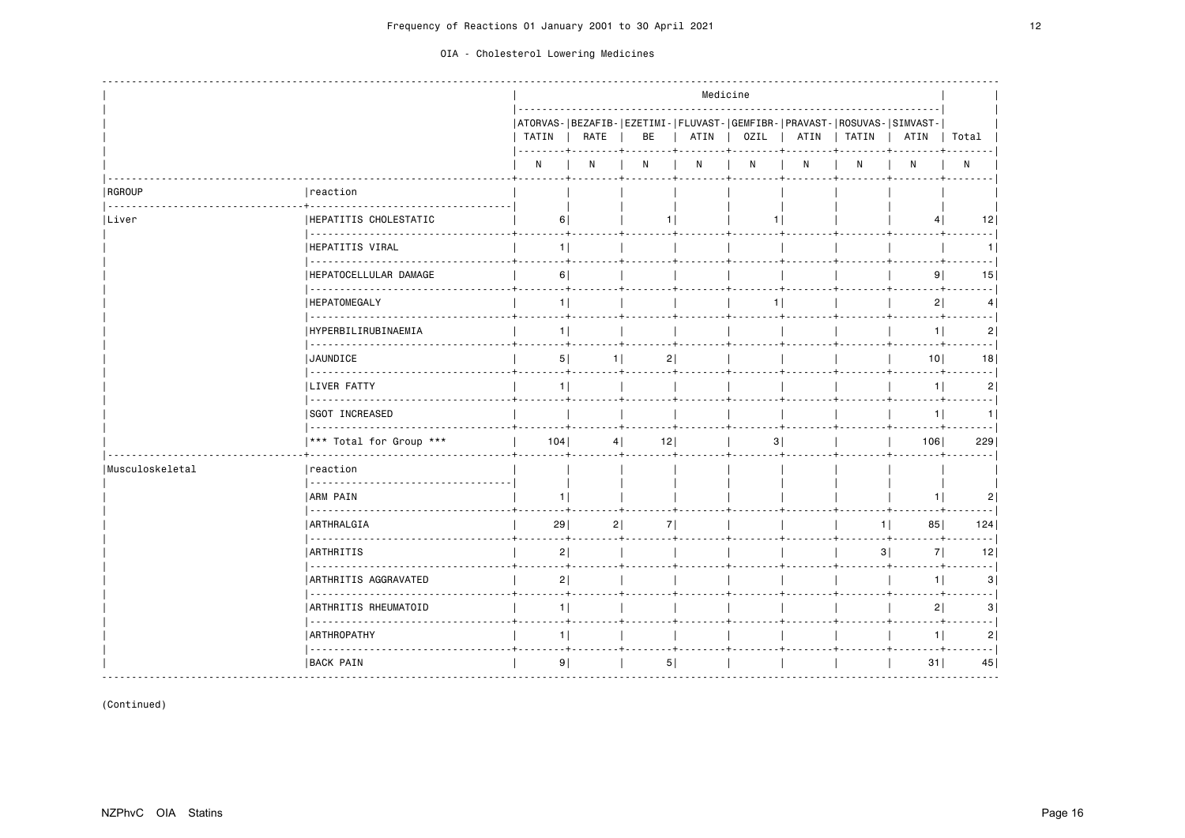Frequency of Reactions 01 January 2001 to 30 April 2021

OIA - Cholesterol Lowering Medicines

| | | Medicine | | | | | | | | |
|---|---|---|---|---|---|---|---|---|---|---|
| | | ATORVASTATIN | BEZAFIBRATE | EZETIMIBE | FLUVASTATIN | GEMFIBROZIL | PRAVASTATIN | ROSUVASTATIN | SIMVASTATIN | Total |
| | | N | N | N | N | N | N | N | N | N |
| RGROUP | reaction | | | | | | | | | |
| Liver | HEPATITIS CHOLESTATIC | 6 | | 1 | | 1 | | | 4 | 12 |
| | HEPATITIS VIRAL | 1 | | | | | | | | 1 |
| | HEPATOCELLULAR DAMAGE | 6 | | | | | | | 9 | 15 |
| | HEPATOMEGALY | 1 | | | | 1 | | | 2 | 4 |
| | HYPERBILIRUBINAEMIA | 1 | | | | | | | 1 | 2 |
| | JAUNDICE | 5 | 1 | 2 | | | | | 10 | 18 |
| | LIVER FATTY | 1 | | | | | | | 1 | 2 |
| | SGOT INCREASED | | | | | | | | 1 | 1 |
| | *** Total for Group *** | 104 | 4 | 12 | | 3 | | | 106 | 229 |
| Musculoskeletal | reaction | | | | | | | | | |
| | ARM PAIN | 1 | | | | | | | 1 | 2 |
| | ARTHRALGIA | 29 | 2 | 7 | | | | 1 | 85 | 124 |
| | ARTHRITIS | 2 | | | | | | 3 | 7 | 12 |
| | ARTHRITIS AGGRAVATED | 2 | | | | | | | 1 | 3 |
| | ARTHRITIS RHEUMATOID | 1 | | | | | | | 2 | 3 |
| | ARTHROPATHY | 1 | | | | | | | 1 | 2 |
| | BACK PAIN | 9 | | 5 | | | | | 31 | 45 |

(Continued)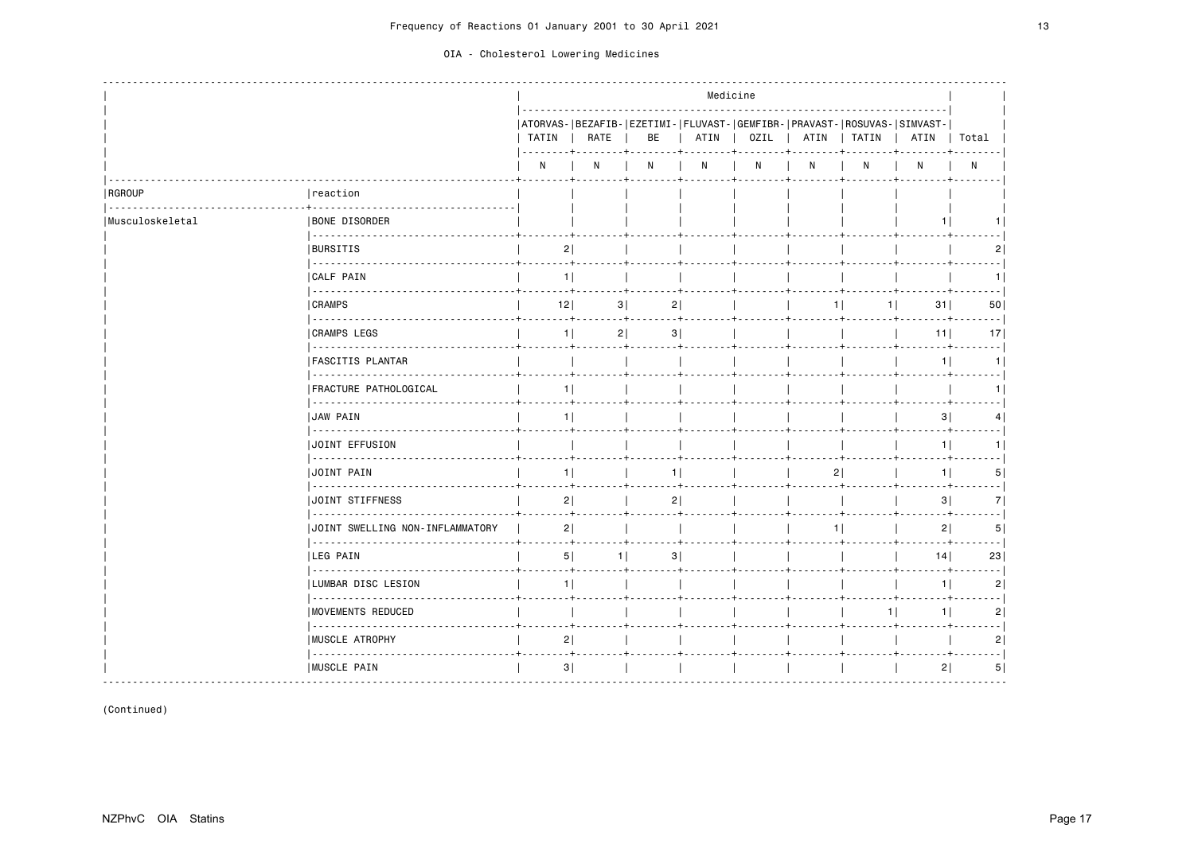Frequency of Reactions 01 January 2001 to 30 April 2021

OIA - Cholesterol Lowering Medicines

| RGROUP | reaction | ATORVASTATIN | BEZAFIBRATE | EZETIMIBE | FLUVASTATIN | GEMFIBROZIL | PRAVASTATIN | ROSUVASTATIN | SIMVASTATIN | Total |
|---|---|---|---|---|---|---|---|---|---|---|
| | | N | N | N | N | N | N | N | N | N |
| Musculoskeletal | BONE DISORDER | | | | | | | | 1 | 1 |
| | BURSITIS | 2 | | | | | | | | 2 |
| | CALF PAIN | 1 | | | | | | | | 1 |
| | CRAMPS | 12 | 3 | 2 | | | 1 | 1 | 31 | 50 |
| | CRAMPS LEGS | 1 | 2 | 3 | | | | | 11 | 17 |
| | FASCITIS PLANTAR | | | | | | | | 1 | 1 |
| | FRACTURE PATHOLOGICAL | 1 | | | | | | | | 1 |
| | JAW PAIN | 1 | | | | | | | 3 | 4 |
| | JOINT EFFUSION | | | | | | | | 1 | 1 |
| | JOINT PAIN | 1 | | 1 | | | 2 | | 1 | 5 |
| | JOINT STIFFNESS | 2 | | 2 | | | | | 3 | 7 |
| | JOINT SWELLING NON-INFLAMMATORY | 2 | | | | | 1 | | 2 | 5 |
| | LEG PAIN | 5 | 1 | 3 | | | | | 14 | 23 |
| | LUMBAR DISC LESION | 1 | | | | | | | 1 | 2 |
| | MOVEMENTS REDUCED | | | | | | | 1 | 1 | 2 |
| | MUSCLE ATROPHY | 2 | | | | | | | | 2 |
| | MUSCLE PAIN | 3 | | | | | | | 2 | 5 |

(Continued)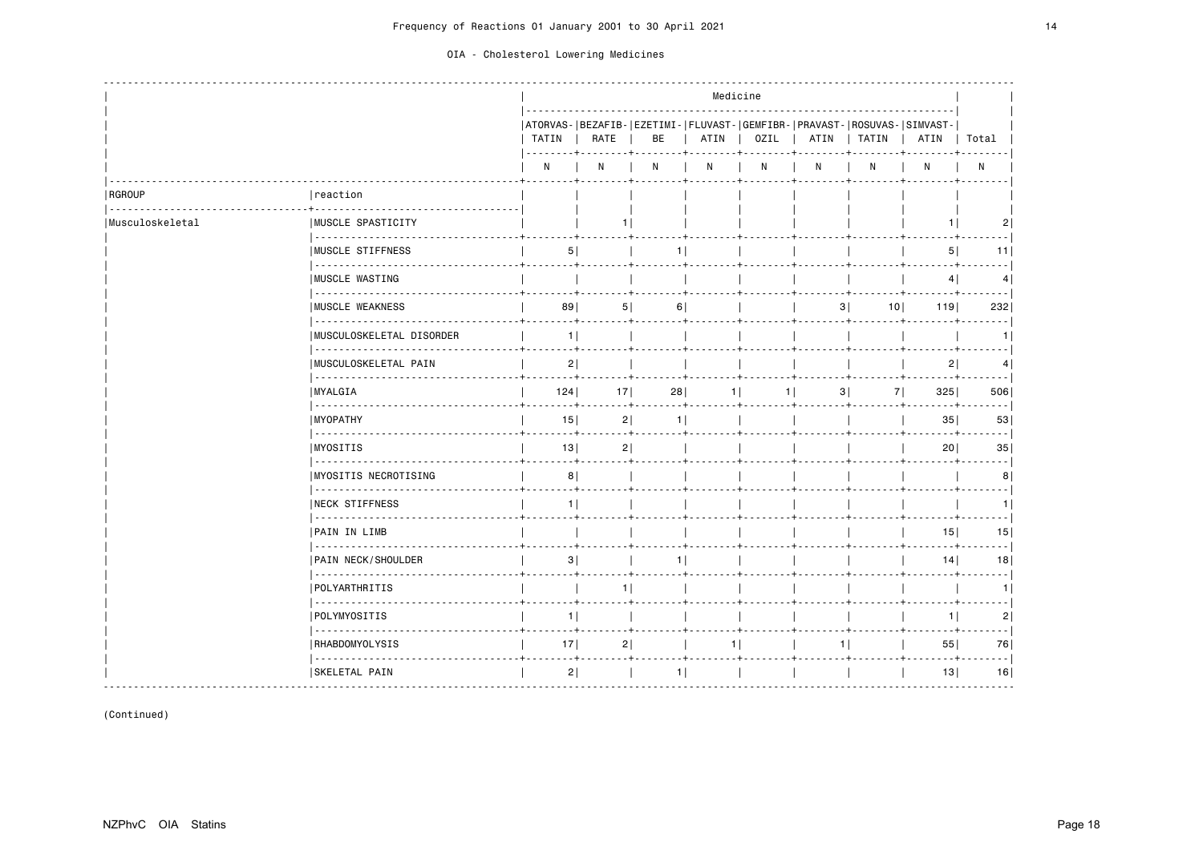Frequency of Reactions 01 January 2001 to 30 April 2021

OIA - Cholesterol Lowering Medicines

| | | Medicine | | | | | | | | |
|---|---|---|---|---|---|---|---|---|---|---|
| | | ATORVASTATIN | BEZAFIBRATE | EZETIMIBE | FLUVASTATIN | GEMFIBROZIL | PRAVASTATIN | ROSUVASTATIN | SIMVASTATIN | Total |
| | | N | N | N | N | N | N | N | N | N |
| RGROUP | reaction | | | | | | | | | |
| Musculoskeletal | MUSCLE SPASTICITY | | 1 | | | | | | 1 | 2 |
| | MUSCLE STIFFNESS | 5 | | 1 | | | | | 5 | 11 |
| | MUSCLE WASTING | | | | | | | | 4 | 4 |
| | MUSCLE WEAKNESS | 89 | 5 | 6 | | | 3 | 10 | 119 | 232 |
| | MUSCULOSKELETAL DISORDER | 1 | | | | | | | | 1 |
| | MUSCULOSKELETAL PAIN | 2 | | | | | | | 2 | 4 |
| | MYALGIA | 124 | 17 | 28 | 1 | 1 | 3 | 7 | 325 | 506 |
| | MYOPATHY | 15 | 2 | 1 | | | | | 35 | 53 |
| | MYOSITIS | 13 | 2 | | | | | | 20 | 35 |
| | MYOSITIS NECROTISING | 8 | | | | | | | | 8 |
| | NECK STIFFNESS | 1 | | | | | | | | 1 |
| | PAIN IN LIMB | | | | | | | | 15 | 15 |
| | PAIN NECK/SHOULDER | 3 | | 1 | | | | | 14 | 18 |
| | POLYARTHRITIS | | 1 | | | | | | | 1 |
| | POLYMYOSITIS | 1 | | | | | | | 1 | 2 |
| | RHABDOMYOLYSIS | 17 | 2 | | 1 | | 1 | | 55 | 76 |
| | SKELETAL PAIN | 2 | | 1 | | | | | 13 | 16 |

(Continued)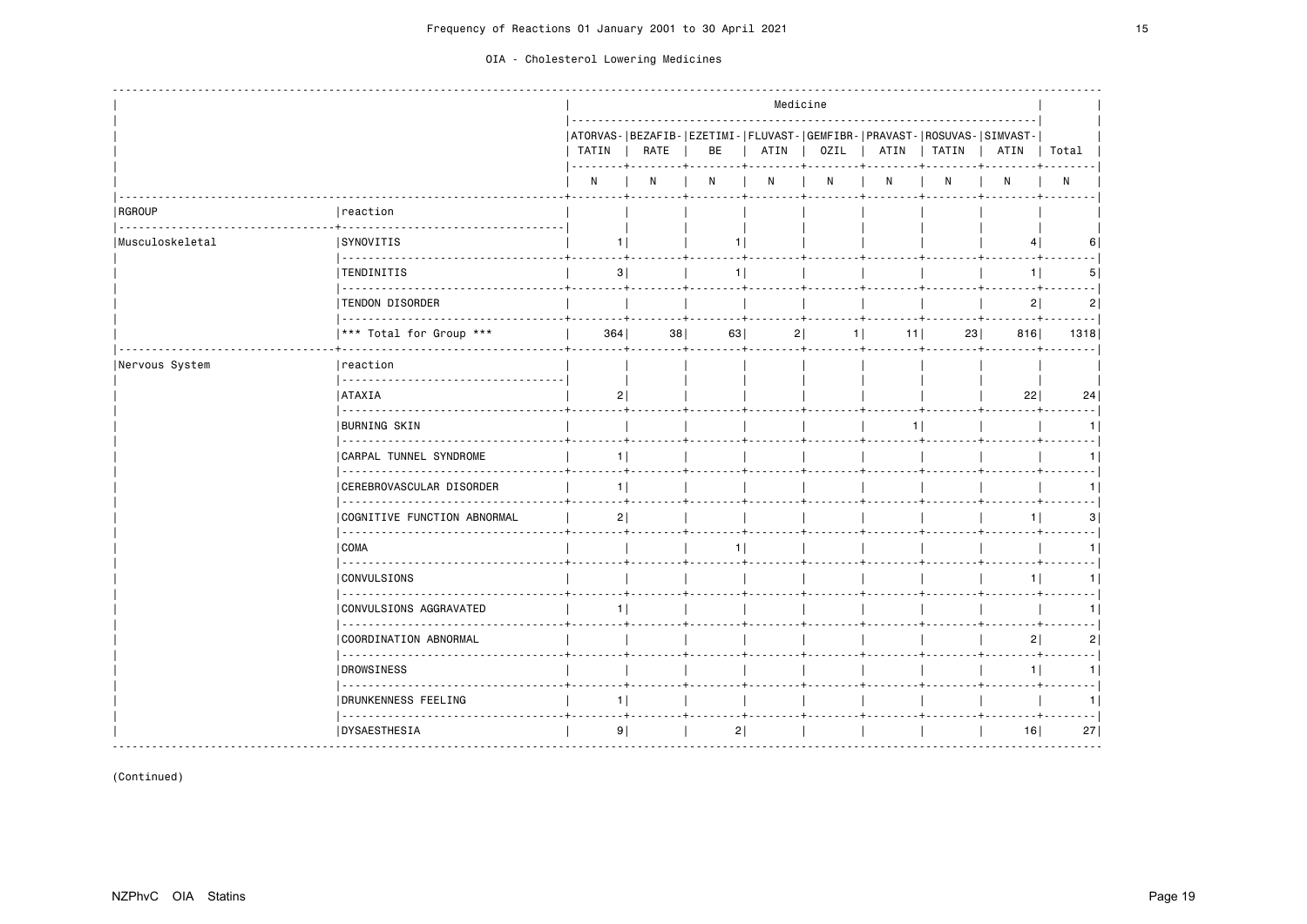Frequency of Reactions 01 January 2001 to 30 April 2021

OIA - Cholesterol Lowering Medicines

| RGROUP | reaction | ATORVASTATIN N | BEZAFIBRATE N | EZETIMIBE N | FLUVASTATIN N | GEMFIBROZIL N | PRAVASTATIN N | ROSUVASTATIN N | SIMVASTATIN N | Total N |
|---|---|---|---|---|---|---|---|---|---|---|
| Musculoskeletal | SYNOVITIS | 1 | | 1 | | | | | 4 | 6 |
| | TENDINITIS | 3 | | 1 | | | | | 1 | 5 |
| | TENDON DISORDER | | | | | | | | 2 | 2 |
| | *** Total for Group *** | 364 | 38 | 63 | 2 | 1 | 11 | 23 | 816 | 1318 |
| Nervous System | ATAXIA | 2 | | | | | | | 22 | 24 |
| | BURNING SKIN | | | | | | 1 | | | 1 |
| | CARPAL TUNNEL SYNDROME | 1 | | | | | | | | 1 |
| | CEREBROVASCULAR DISORDER | 1 | | | | | | | | 1 |
| | COGNITIVE FUNCTION ABNORMAL | 2 | | | | | | | 1 | 3 |
| | COMA | | | 1 | | | | | | 1 |
| | CONVULSIONS | | | | | | | | 1 | 1 |
| | CONVULSIONS AGGRAVATED | 1 | | | | | | | | 1 |
| | COORDINATION ABNORMAL | | | | | | | | 2 | 2 |
| | DROWSINESS | | | | | | | | 1 | 1 |
| | DRUNKENNESS FEELING | 1 | | | | | | | | 1 |
| | DYSAESTHESIA | 9 | | 2 | | | | | 16 | 27 |

(Continued)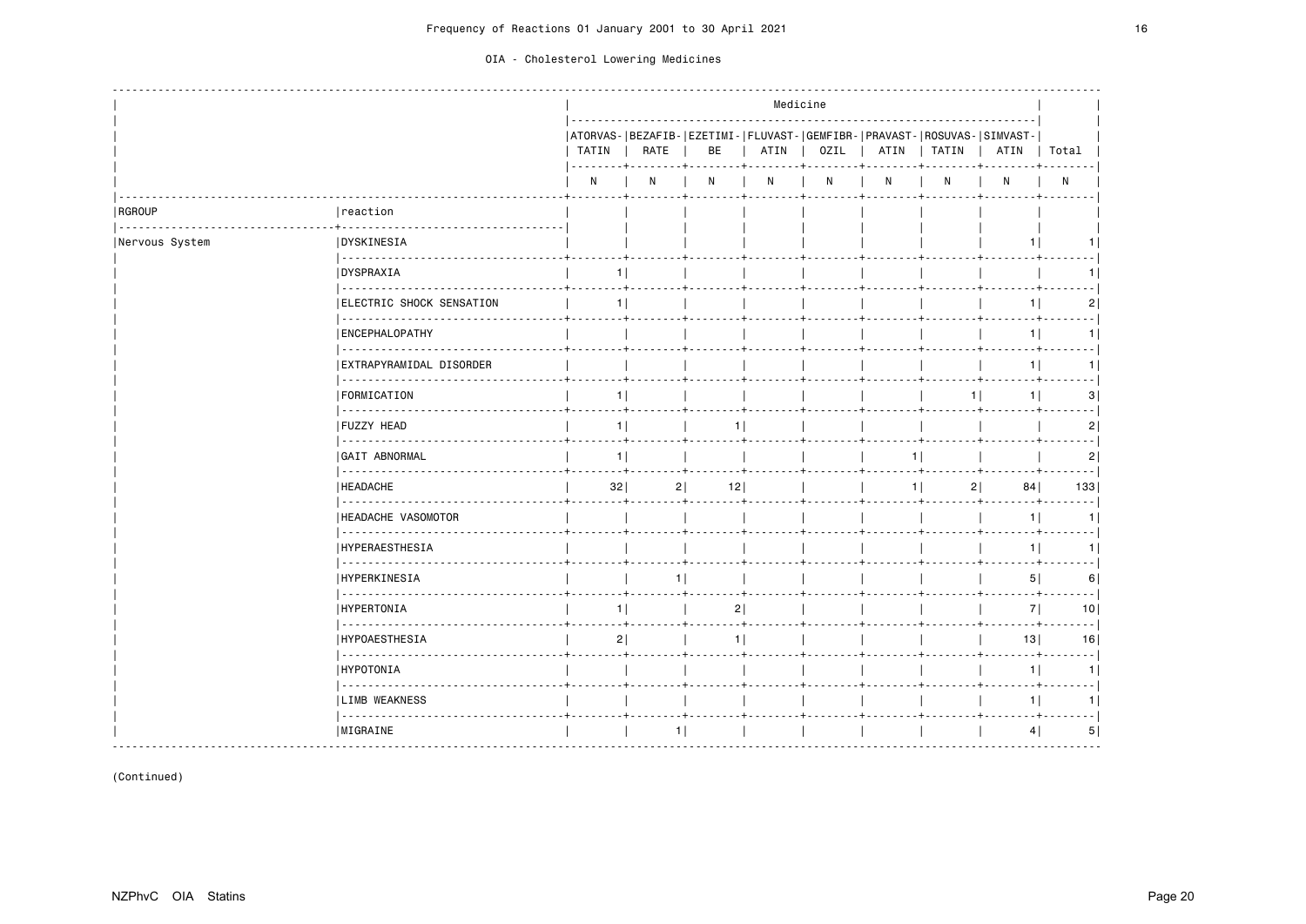Frequency of Reactions 01 January 2001 to 30 April 2021

OIA - Cholesterol Lowering Medicines

| | | Medicine | | | | | | | | |
|---|---|---|---|---|---|---|---|---|---|---|
| | | ATORVASTATIN | BEZAFIBRATE | EZETIMIBE | FLUVASTATIN | GEMFIBROZIL | PRAVASTATIN | ROSUVASTATIN | SIMVASTATIN | Total |
| | | N | N | N | N | N | N | N | N | N |
| RGROUP | reaction | | | | | | | | | |
| Nervous System | DYSKINESIA | | | | | | | | 1 | 1 |
| | DYSPRAXIA | 1 | | | | | | | | 1 |
| | ELECTRIC SHOCK SENSATION | 1 | | | | | | | 1 | 2 |
| | ENCEPHALOPATHY | | | | | | | | 1 | 1 |
| | EXTRAPYRAMIDAL DISORDER | | | | | | | | 1 | 1 |
| | FORMICATION | 1 | | | | | | 1 | 1 | 3 |
| | FUZZY HEAD | 1 | | 1 | | | | | | 2 |
| | GAIT ABNORMAL | 1 | | | | | 1 | | | 2 |
| | HEADACHE | 32 | 2 | 12 | | | 1 | 2 | 84 | 133 |
| | HEADACHE VASOMOTOR | | | | | | | | 1 | 1 |
| | HYPERAESTHESIA | | | | | | | | 1 | 1 |
| | HYPERKINESIA | | 1 | | | | | | 5 | 6 |
| | HYPERTONIA | 1 | | 2 | | | | | 7 | 10 |
| | HYPOAESTHESIA | 2 | | 1 | | | | | 13 | 16 |
| | HYPOTONIA | | | | | | | | 1 | 1 |
| | LIMB WEAKNESS | | | | | | | | 1 | 1 |
| | MIGRAINE | | 1 | | | | | | 4 | 5 |

(Continued)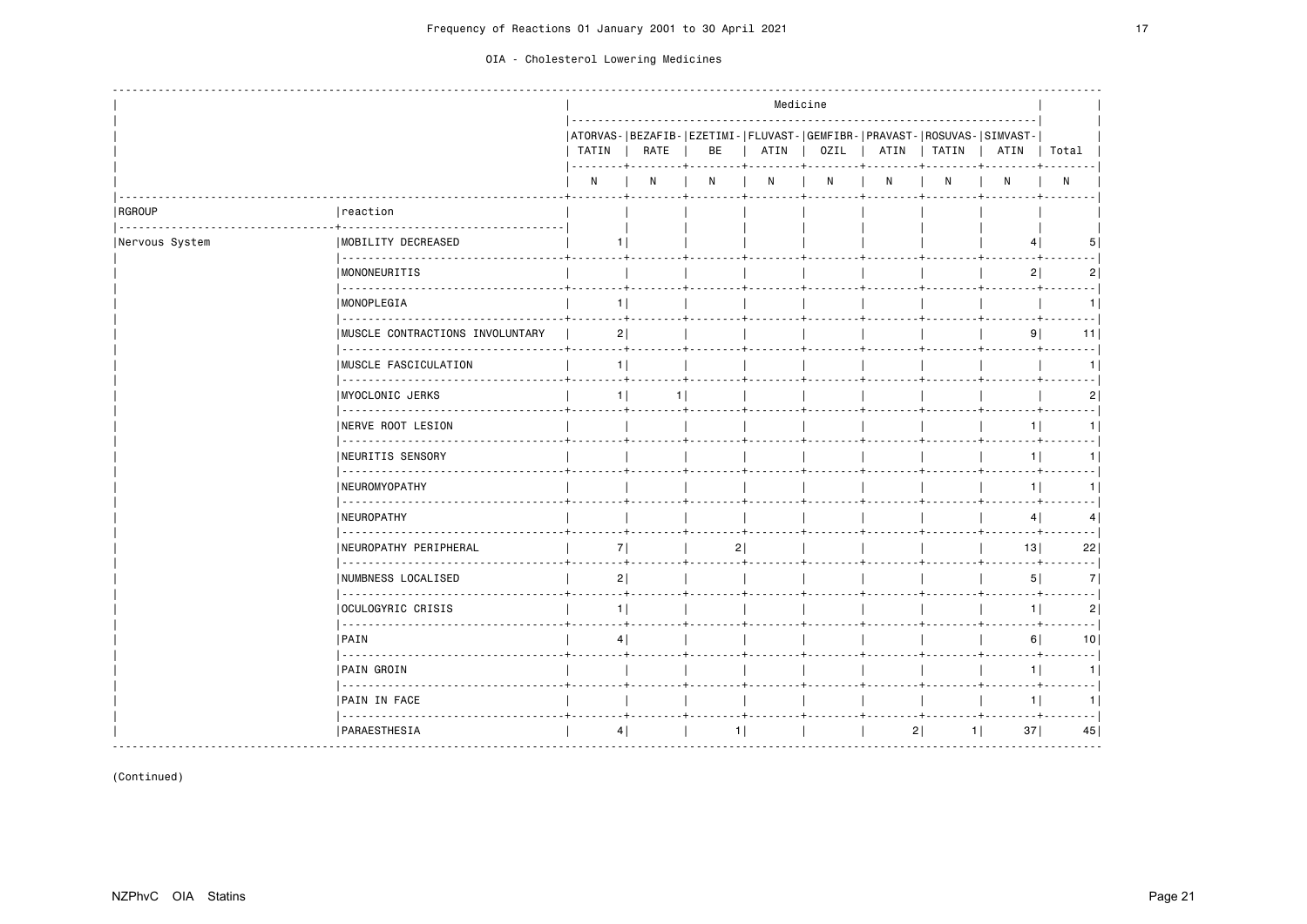Frequency of Reactions 01 January 2001 to 30 April 2021

OIA - Cholesterol Lowering Medicines

| RGROUP | reaction | ATORVASTATIN N | BEZAFIBRATE N | EZETIMIBE N | FLUVASTATIN N | GEMFIBROZIL N | PRAVASTATIN N | ROSUVASTATIN N | SIMVASTATIN N | Total N |
|---|---|---|---|---|---|---|---|---|---|---|
| Nervous System | MOBILITY DECREASED | 1 | | | | | | | 4 | 5 |
| | MONONEURITIS | | | | | | | | 2 | 2 |
| | MONOPLEGIA | 1 | | | | | | | | 1 |
| | MUSCLE CONTRACTIONS INVOLUNTARY | 2 | | | | | | | 9 | 11 |
| | MUSCLE FASCICULATION | 1 | | | | | | | | 1 |
| | MYOCLONIC JERKS | 1 | 1 | | | | | | | 2 |
| | NERVE ROOT LESION | | | | | | | | 1 | 1 |
| | NEURITIS SENSORY | | | | | | | | 1 | 1 |
| | NEUROMYOPATHY | | | | | | | | 1 | 1 |
| | NEUROPATHY | | | | | | | | 4 | 4 |
| | NEUROPATHY PERIPHERAL | 7 | | 2 | | | | | 13 | 22 |
| | NUMBNESS LOCALISED | 2 | | | | | | | 5 | 7 |
| | OCULOGYRIC CRISIS | 1 | | | | | | | 1 | 2 |
| | PAIN | 4 | | | | | | | 6 | 10 |
| | PAIN GROIN | | | | | | | | 1 | 1 |
| | PAIN IN FACE | | | | | | | | 1 | 1 |
| | PARAESTHESIA | 4 | | 1 | | | 2 | 1 | 37 | 45 |

(Continued)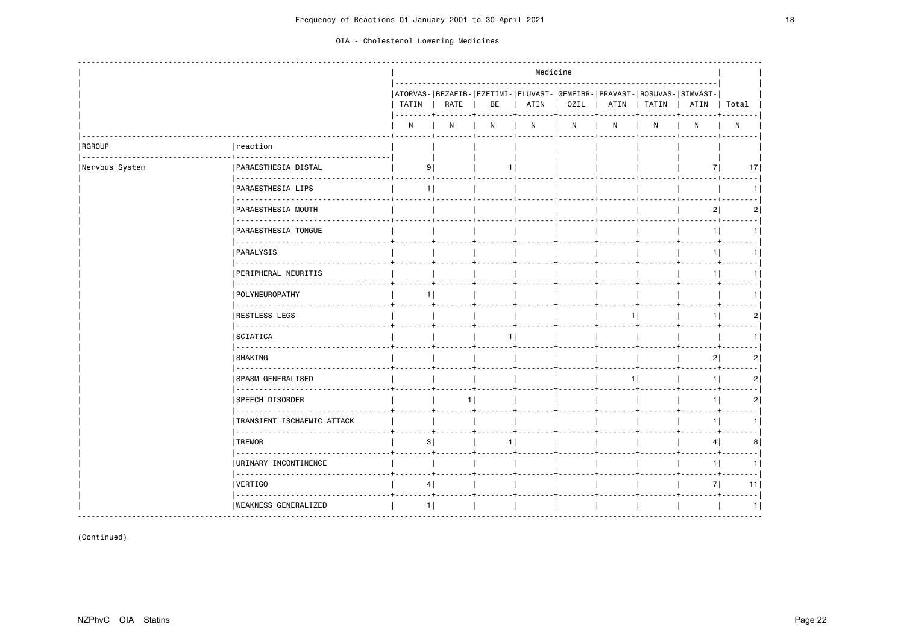Frequency of Reactions 01 January 2001 to 30 April 2021

OIA - Cholesterol Lowering Medicines

| RGROUP | reaction | ATORVASTATIN N | BEZAFIBRATE N | EZETIMIBE N | FLUVASTATIN N | GEMFIBROZIL N | PRAVASTATIN N | ROSUVASTATIN N | SIMVASTATIN N | Total N |
|---|---|---|---|---|---|---|---|---|---|---|
| Nervous System | PARAESTHESIA DISTAL | 9 | | 1 | | | | | 7 | 17 |
| | PARAESTHESIA LIPS | 1 | | | | | | | | 1 |
| | PARAESTHESIA MOUTH | | | | | | | | 2 | 2 |
| | PARAESTHESIA TONGUE | | | | | | | | 1 | 1 |
| | PARALYSIS | | | | | | | | 1 | 1 |
| | PERIPHERAL NEURITIS | | | | | | | | 1 | 1 |
| | POLYNEUROPATHY | 1 | | | | | | | | 1 |
| | RESTLESS LEGS | | | | | | 1 | | 1 | 2 |
| | SCIATICA | | | 1 | | | | | | 1 |
| | SHAKING | | | | | | | | 2 | 2 |
| | SPASM GENERALISED | | | | | | 1 | | 1 | 2 |
| | SPEECH DISORDER | | 1 | | | | | | 1 | 2 |
| | TRANSIENT ISCHAEMIC ATTACK | | | | | | | | 1 | 1 |
| | TREMOR | 3 | | 1 | | | | | 4 | 8 |
| | URINARY INCONTINENCE | | | | | | | | 1 | 1 |
| | VERTIGO | 4 | | | | | | | 7 | 11 |
| | WEAKNESS GENERALIZED | 1 | | | | | | | | 1 |

(Continued)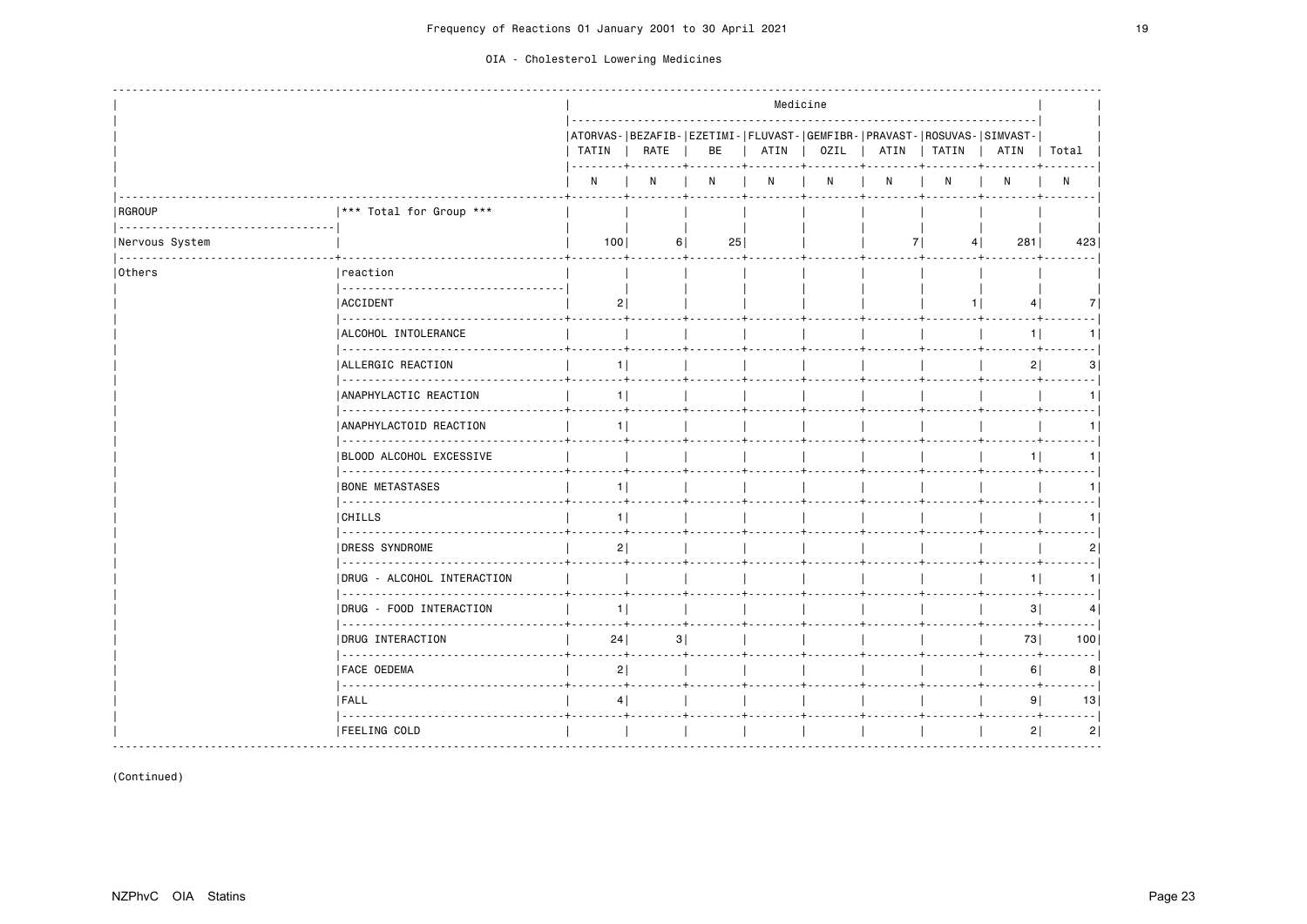Frequency of Reactions 01 January 2001 to 30 April 2021

OIA - Cholesterol Lowering Medicines

| | | Medicine | | | | | | | | |
|---|---|---|---|---|---|---|---|---|---|---|
| | | ATORVAS-TATIN | BEZAFIB-RATE | EZETIMI-BE | FLUVAST-ATIN | GEMFIBR-OZIL | PRAVAST-ATIN | ROSUVAS-TATIN | SIMVAST-ATIN | Total |
| | | N | N | N | N | N | N | N | N | N |
| RGROUP | *** Total for Group *** | | | | | | | | | |
| Nervous System | | 100 | 6 | 25 | | | 7 | 4 | 281 | 423 |
| Others | reaction | | | | | | | | | |
| | ACCIDENT | 2 | | | | | | 1 | 4 | 7 |
| | ALCOHOL INTOLERANCE | | | | | | | | 1 | 1 |
| | ALLERGIC REACTION | 1 | | | | | | | 2 | 3 |
| | ANAPHYLACTIC REACTION | 1 | | | | | | | | 1 |
| | ANAPHYLACTOID REACTION | 1 | | | | | | | | 1 |
| | BLOOD ALCOHOL EXCESSIVE | | | | | | | | 1 | 1 |
| | BONE METASTASES | 1 | | | | | | | | 1 |
| | CHILLS | 1 | | | | | | | | 1 |
| | DRESS SYNDROME | 2 | | | | | | | | 2 |
| | DRUG - ALCOHOL INTERACTION | | | | | | | | 1 | 1 |
| | DRUG - FOOD INTERACTION | 1 | | | | | | | 3 | 4 |
| | DRUG INTERACTION | 24 | 3 | | | | | | 73 | 100 |
| | FACE OEDEMA | 2 | | | | | | | 6 | 8 |
| | FALL | 4 | | | | | | | 9 | 13 |
| | FEELING COLD | | | | | | | | 2 | 2 |

(Continued)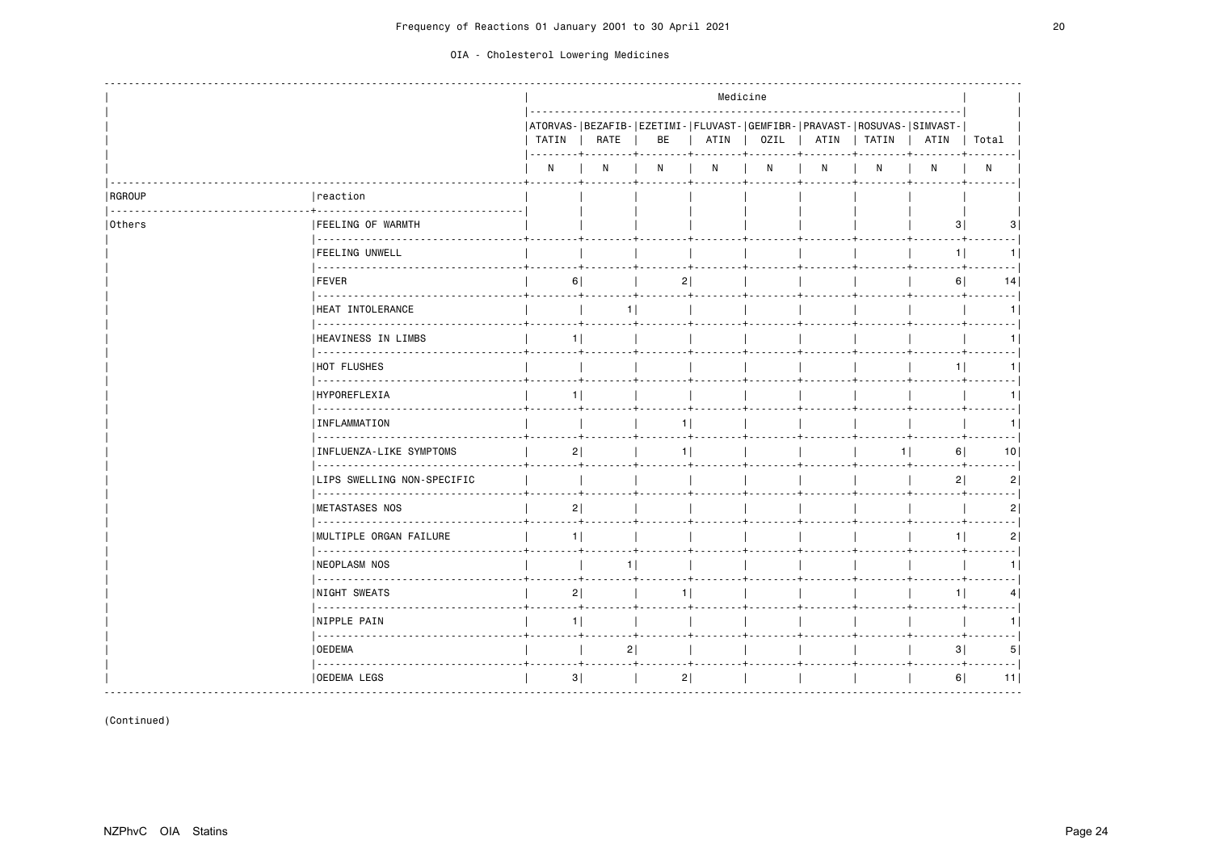Frequency of Reactions 01 January 2001 to 30 April 2021

OIA - Cholesterol Lowering Medicines

| | | Medicine | | | | | | | | |
|---|---|---|---|---|---|---|---|---|---|---|
| | | ATORVASTATIN | BEZAFIBRATE | EZETIMIBE | FLUVASTATIN | GEMFIBROZIL | PRAVASTATIN | ROSUVASTATIN | SIMVASTATIN | Total |
| | | N | N | N | N | N | N | N | N | N |
| RGROUP | reaction | | | | | | | | | |
| Others | FEELING OF WARMTH | | | | | | | | 3 | 3 |
| | FEELING UNWELL | | | | | | | | 1 | 1 |
| | FEVER | 6 | | 2 | | | | | 6 | 14 |
| | HEAT INTOLERANCE | | 1 | | | | | | | 1 |
| | HEAVINESS IN LIMBS | 1 | | | | | | | | 1 |
| | HOT FLUSHES | | | | | | | | 1 | 1 |
| | HYPOREFLEXIA | 1 | | | | | | | | 1 |
| | INFLAMMATION | | | 1 | | | | | | 1 |
| | INFLUENZA-LIKE SYMPTOMS | 2 | | 1 | | | | 1 | 6 | 10 |
| | LIPS SWELLING NON-SPECIFIC | | | | | | | | 2 | 2 |
| | METASTASES NOS | 2 | | | | | | | | 2 |
| | MULTIPLE ORGAN FAILURE | 1 | | | | | | | 1 | 2 |
| | NEOPLASM NOS | | 1 | | | | | | | 1 |
| | NIGHT SWEATS | 2 | | 1 | | | | | 1 | 4 |
| | NIPPLE PAIN | 1 | | | | | | | | 1 |
| | OEDEMA | | 2 | | | | | | 3 | 5 |
| | OEDEMA LEGS | 3 | | 2 | | | | | 6 | 11 |

(Continued)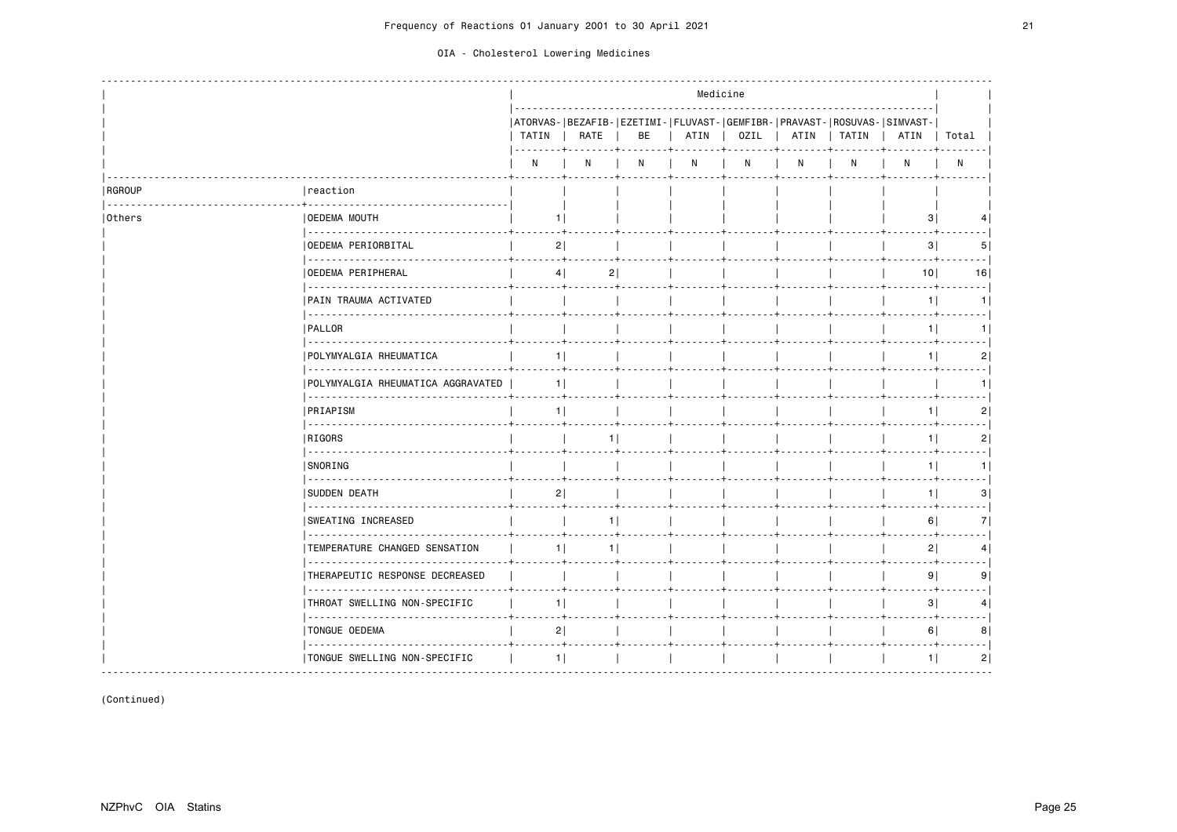Frequency of Reactions 01 January 2001 to 30 April 2021

OIA - Cholesterol Lowering Medicines

| RGROUP | reaction | ATORVASTATIN N | BEZAFIBRATE N | EZETIMIBE N | FLUVASTATIN N | GEMFIBROZIL N | PRAVASTATIN N | ROSUVASTATIN N | SIMVASTATIN N | Total N |
|---|---|---|---|---|---|---|---|---|---|---|
| Others | OEDEMA MOUTH | 1 | | | | | | | 3 | 4 |
| | OEDEMA PERIORBITAL | 2 | | | | | | | 3 | 5 |
| | OEDEMA PERIPHERAL | 4 | 2 | | | | | | 10 | 16 |
| | PAIN TRAUMA ACTIVATED | | | | | | | | 1 | 1 |
| | PALLOR | | | | | | | | 1 | 1 |
| | POLYMYALGIA RHEUMATICA | 1 | | | | | | | 1 | 2 |
| | POLYMYALGIA RHEUMATICA AGGRAVATED | 1 | | | | | | | | 1 |
| | PRIAPISM | 1 | | | | | | | 1 | 2 |
| | RIGORS | | 1 | | | | | | 1 | 2 |
| | SNORING | | | | | | | | 1 | 1 |
| | SUDDEN DEATH | 2 | | | | | | | 1 | 3 |
| | SWEATING INCREASED | | 1 | | | | | | 6 | 7 |
| | TEMPERATURE CHANGED SENSATION | 1 | 1 | | | | | | 2 | 4 |
| | THERAPEUTIC RESPONSE DECREASED | | | | | | | | 9 | 9 |
| | THROAT SWELLING NON-SPECIFIC | 1 | | | | | | | 3 | 4 |
| | TONGUE OEDEMA | 2 | | | | | | | 6 | 8 |
| | TONGUE SWELLING NON-SPECIFIC | 1 | | | | | | | 1 | 2 |

(Continued)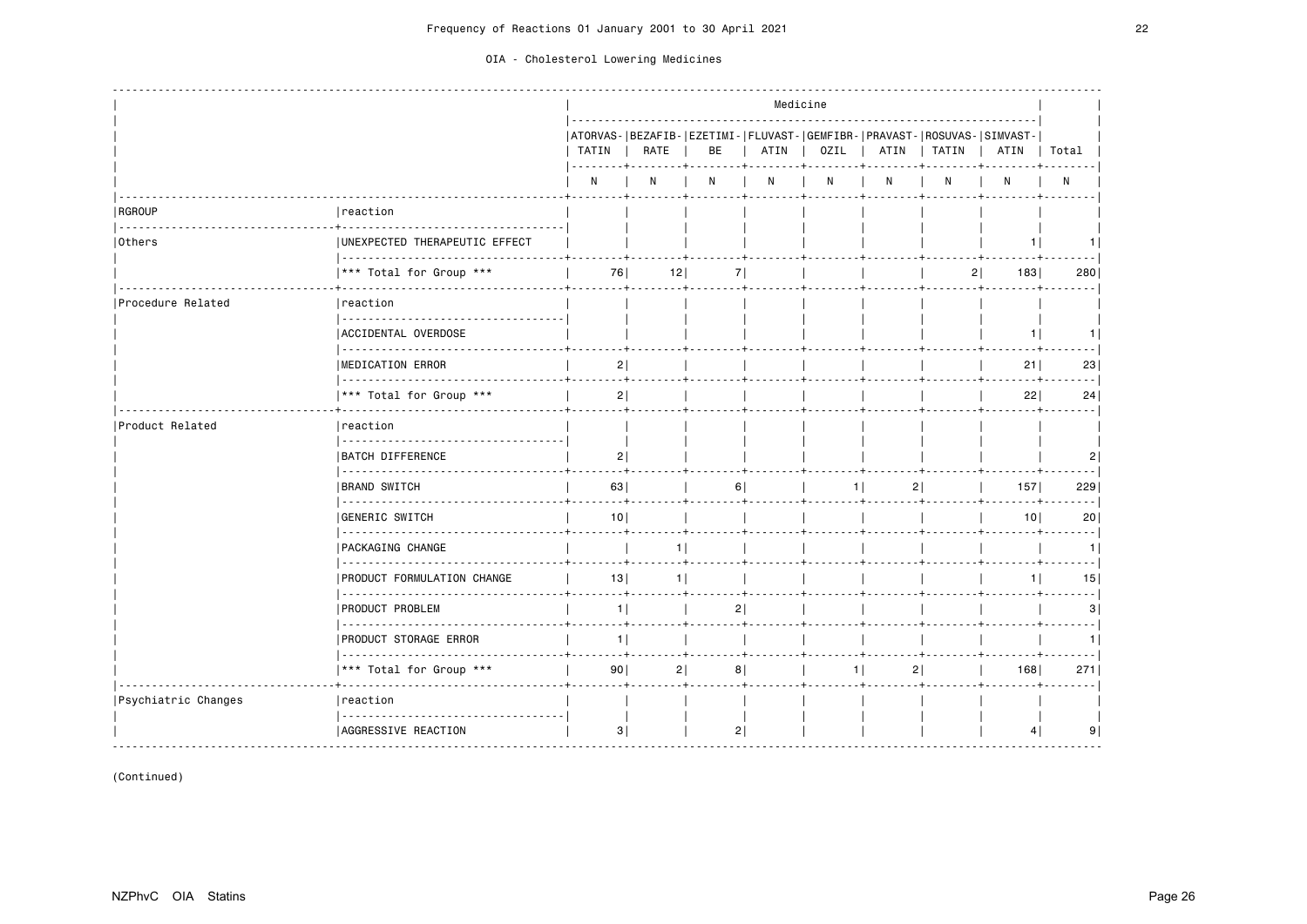Frequency of Reactions 01 January 2001 to 30 April 2021

OIA - Cholesterol Lowering Medicines

| | | Medicine | | | | | | | | |
|---|---|---|---|---|---|---|---|---|---|---|
| | | ATORVASTATIN | BEZAFIBRATE | EZETIMIBE | FLUVASTATIN | GEMFIBROZIL | PRAVASTATIN | ROSUVASTATIN | SIMVASTATIN | Total |
| | | N | N | N | N | N | N | N | N | N |
| RGROUP | reaction | | | | | | | | | |
| Others | UNEXPECTED THERAPEUTIC EFFECT | | | | | | | | 1 | 1 |
| | *** Total for Group *** | 76 | 12 | 7 | | | | 2 | 183 | 280 |
| Procedure Related | reaction | | | | | | | | | |
| | ACCIDENTAL OVERDOSE | | | | | | | | 1 | 1 |
| | MEDICATION ERROR | 2 | | | | | | | 21 | 23 |
| | *** Total for Group *** | 2 | | | | | | | 22 | 24 |
| Product Related | reaction | | | | | | | | | |
| | BATCH DIFFERENCE | 2 | | | | | | | | 2 |
| | BRAND SWITCH | 63 | | 6 | | 1 | 2 | | 157 | 229 |
| | GENERIC SWITCH | 10 | | | | | | | 10 | 20 |
| | PACKAGING CHANGE | | 1 | | | | | | | 1 |
| | PRODUCT FORMULATION CHANGE | 13 | 1 | | | | | | 1 | 15 |
| | PRODUCT PROBLEM | 1 | | 2 | | | | | | 3 |
| | PRODUCT STORAGE ERROR | 1 | | | | | | | | 1 |
| | *** Total for Group *** | 90 | 2 | 8 | | 1 | 2 | | 168 | 271 |
| Psychiatric Changes | reaction | | | | | | | | | |
| | AGGRESSIVE REACTION | 3 | | 2 | | | | | 4 | 9 |

(Continued)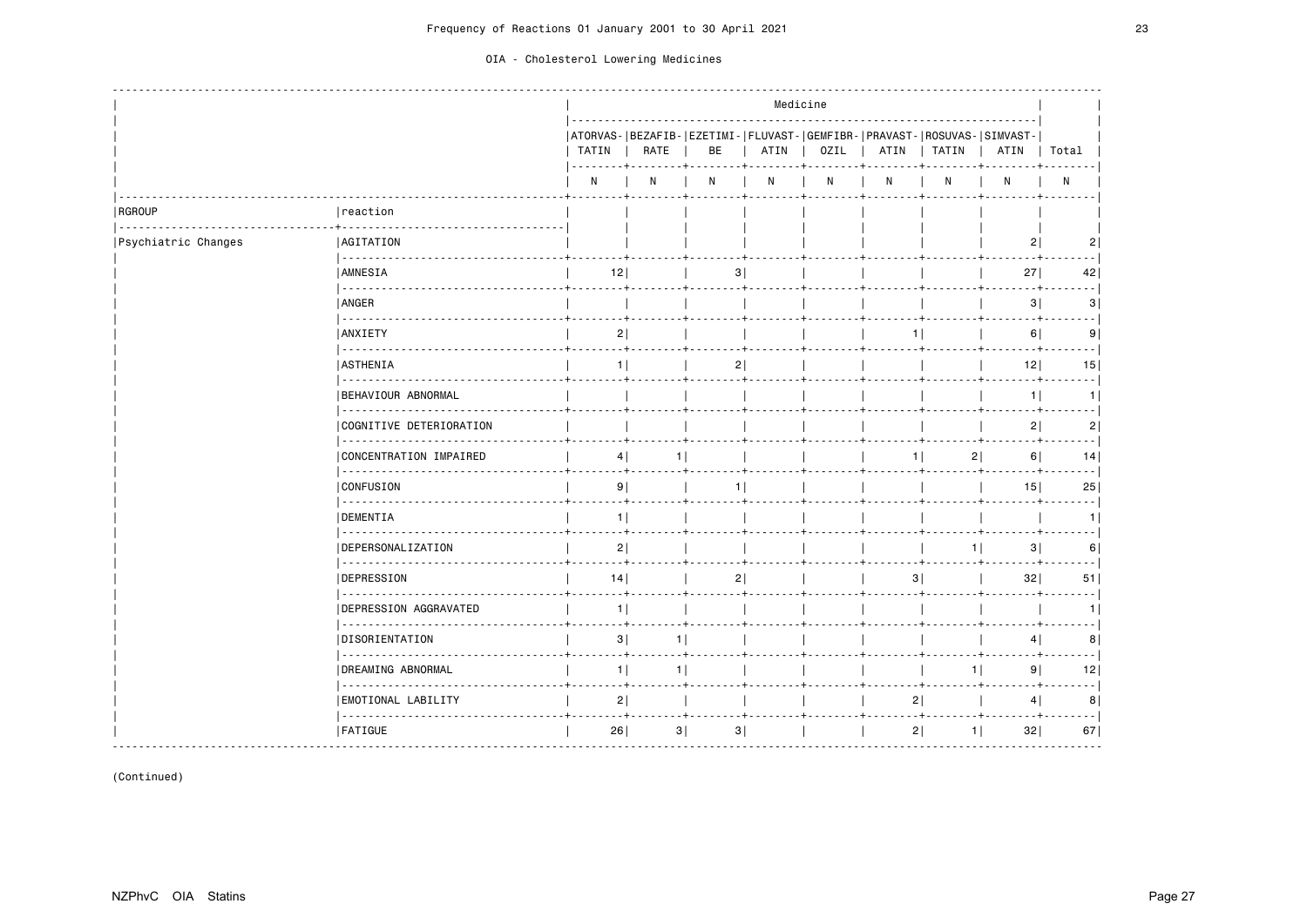Frequency of Reactions 01 January 2001 to 30 April 2021

OIA - Cholesterol Lowering Medicines

| | | Medicine | | | | | | | | |
|---|---|---|---|---|---|---|---|---|---|---|
| | | ATORVASTATIN | BEZAFIBRATE | EZETIMIBE | FLUVASTATIN | GEMFIBROZIL | PRAVASTATIN | ROSUVASTATIN | SIMVASTATIN | Total |
| | | N | N | N | N | N | N | N | N | N |
| RGROUP | reaction | | | | | | | | | |
| Psychiatric Changes | AGITATION | | | | | | | | 2 | 2 |
| | AMNESIA | 12 | | 3 | | | | | 27 | 42 |
| | ANGER | | | | | | | | 3 | 3 |
| | ANXIETY | 2 | | | | | 1 | | 6 | 9 |
| | ASTHENIA | 1 | | 2 | | | | | 12 | 15 |
| | BEHAVIOUR ABNORMAL | | | | | | | | 1 | 1 |
| | COGNITIVE DETERIORATION | | | | | | | | 2 | 2 |
| | CONCENTRATION IMPAIRED | 4 | 1 | | | | 1 | 2 | 6 | 14 |
| | CONFUSION | 9 | | 1 | | | | | 15 | 25 |
| | DEMENTIA | 1 | | | | | | | | 1 |
| | DEPERSONALIZATION | 2 | | | | | | 1 | 3 | 6 |
| | DEPRESSION | 14 | | 2 | | | 3 | | 32 | 51 |
| | DEPRESSION AGGRAVATED | 1 | | | | | | | | 1 |
| | DISORIENTATION | 3 | 1 | | | | | | 4 | 8 |
| | DREAMING ABNORMAL | 1 | 1 | | | | | 1 | 9 | 12 |
| | EMOTIONAL LABILITY | 2 | | | | | 2 | | 4 | 8 |
| | FATIGUE | 26 | 3 | 3 | | | 2 | 1 | 32 | 67 |

(Continued)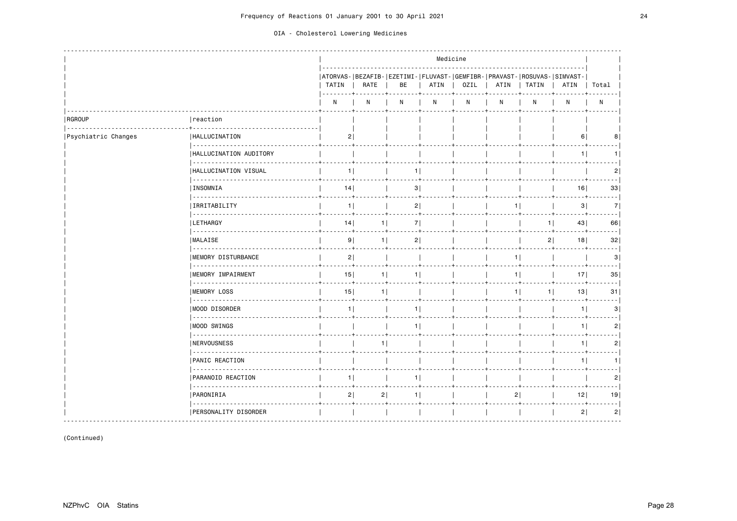Frequency of Reactions 01 January 2001 to 30 April 2021

OIA - Cholesterol Lowering Medicines

| RGROUP | reaction | Medicine | | | | | | | | |
|---|---|---|---|---|---|---|---|---|---|---|
| | | ATORVASTATIN | BEZAFIBRATE | EZETIMIBE | FLUVASTATIN | GEMFIBROZIL | PRAVASTATIN | ROSUVASTATIN | SIMVASTATIN | Total |
| | | N | N | N | N | N | N | N | N | N |
| Psychiatric Changes | HALLUCINATION | 2 | | | | | | | 6 | 8 |
| | HALLUCINATION AUDITORY | | | | | | | | 1 | 1 |
| | HALLUCINATION VISUAL | 1 | | 1 | | | | | | 2 |
| | INSOMNIA | 14 | | 3 | | | | | 16 | 33 |
| | IRRITABILITY | 1 | | 2 | | | 1 | | 3 | 7 |
| | LETHARGY | 14 | 1 | 7 | | | | 1 | 43 | 66 |
| | MALAISE | 9 | 1 | 2 | | | | 2 | 18 | 32 |
| | MEMORY DISTURBANCE | 2 | | | | | 1 | | | 3 |
| | MEMORY IMPAIRMENT | 15 | 1 | 1 | | | 1 | | 17 | 35 |
| | MEMORY LOSS | 15 | 1 | | | | 1 | 1 | 13 | 31 |
| | MOOD DISORDER | 1 | | 1 | | | | | 1 | 3 |
| | MOOD SWINGS | | | 1 | | | | | 1 | 2 |
| | NERVOUSNESS | | 1 | | | | | | 1 | 2 |
| | PANIC REACTION | | | | | | | | 1 | 1 |
| | PARANOID REACTION | 1 | | 1 | | | | | | 2 |
| | PARONIRIA | 2 | 2 | 1 | | | 2 | | 12 | 19 |
| | PERSONALITY DISORDER | | | | | | | | 2 | 2 |

(Continued)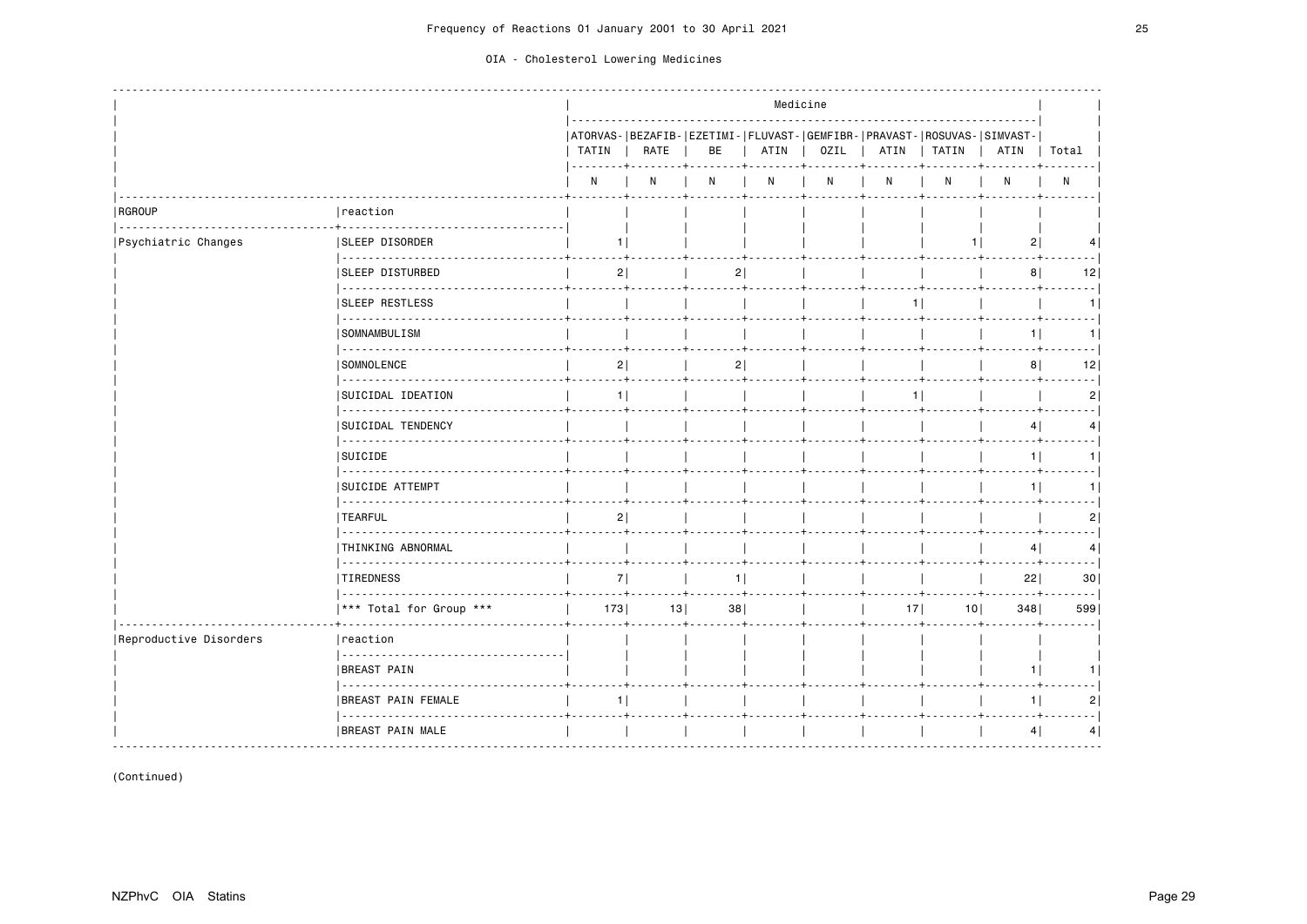Frequency of Reactions 01 January 2001 to 30 April 2021

OIA - Cholesterol Lowering Medicines

| | | Medicine | | | | | | | | |
|---|---|---|---|---|---|---|---|---|---|---|
| | | ATORVASTATIN | BEZAFIBRATE | EZETIMIBE | FLUVASTATIN | GEMFIBROZIL | PRAVASTATIN | ROSUVASTATIN | SIMVASTATIN | Total |
| | | N | N | N | N | N | N | N | N | N |
| RGROUP | reaction | | | | | | | | | |
| Psychiatric Changes | SLEEP DISORDER | 1 | | | | | | 1 | 2 | 4 |
| | SLEEP DISTURBED | 2 | | 2 | | | | | 8 | 12 |
| | SLEEP RESTLESS | | | | | | 1 | | | 1 |
| | SOMNAMBULISM | | | | | | | | 1 | 1 |
| | SOMNOLENCE | 2 | | 2 | | | | | 8 | 12 |
| | SUICIDAL IDEATION | 1 | | | | | 1 | | | 2 |
| | SUICIDAL TENDENCY | | | | | | | | 4 | 4 |
| | SUICIDE | | | | | | | | 1 | 1 |
| | SUICIDE ATTEMPT | | | | | | | | 1 | 1 |
| | TEARFUL | 2 | | | | | | | | 2 |
| | THINKING ABNORMAL | | | | | | | | 4 | 4 |
| | TIREDNESS | 7 | | 1 | | | | | 22 | 30 |
| | *** Total for Group *** | 173 | 13 | 38 | | | 17 | 10 | 348 | 599 |
| Reproductive Disorders | reaction | | | | | | | | | |
| | BREAST PAIN | | | | | | | | 1 | 1 |
| | BREAST PAIN FEMALE | 1 | | | | | | | 1 | 2 |
| | BREAST PAIN MALE | | | | | | | | 4 | 4 |

(Continued)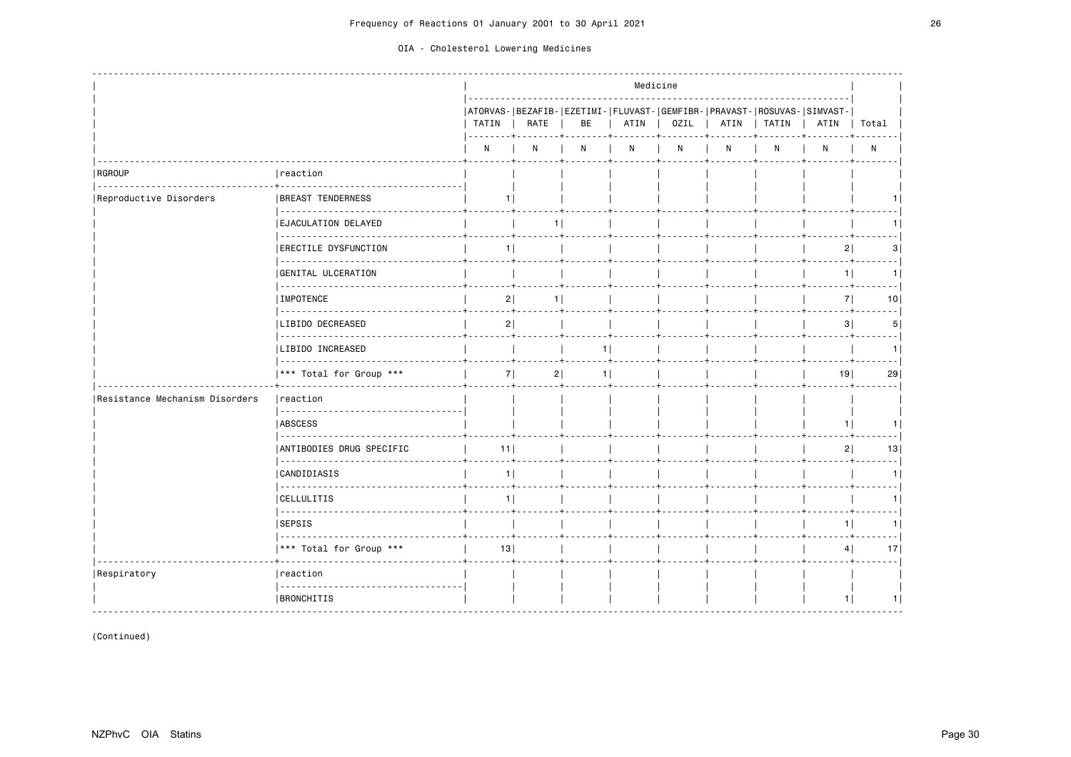Frequency of Reactions 01 January 2001 to 30 April 2021

OIA - Cholesterol Lowering Medicines

| | | Medicine | | | | | | | | |
|---|---|---|---|---|---|---|---|---|---|---|
| | | ATORVAS-TATIN | BEZAFIB-RATE | EZETIMI-BE | FLUVAST-ATIN | GEMFIBR-OZIL | PRAVAST-ATIN | ROSUVAS-TATIN | SIMVAST-ATIN | Total |
| | | N | N | N | N | N | N | N | N | N |
| RGROUP | reaction | | | | | | | | | |
| Reproductive Disorders | BREAST TENDERNESS | 1 | | | | | | | | 1 |
| | EJACULATION DELAYED | | 1 | | | | | | | 1 |
| | ERECTILE DYSFUNCTION | 1 | | | | | | | 2 | 3 |
| | GENITAL ULCERATION | | | | | | | | 1 | 1 |
| | IMPOTENCE | 2 | 1 | | | | | | 7 | 10 |
| | LIBIDO DECREASED | 2 | | | | | | | 3 | 5 |
| | LIBIDO INCREASED | | | 1 | | | | | | 1 |
| | *** Total for Group *** | 7 | 2 | 1 | | | | | 19 | 29 |
| Resistance Mechanism Disorders | reaction | | | | | | | | | |
| | ABSCESS | | | | | | | | 1 | 1 |
| | ANTIBODIES DRUG SPECIFIC | 11 | | | | | | | 2 | 13 |
| | CANDIDIASIS | 1 | | | | | | | | 1 |
| | CELLULITIS | 1 | | | | | | | | 1 |
| | SEPSIS | | | | | | | | 1 | 1 |
| | *** Total for Group *** | 13 | | | | | | | 4 | 17 |
| Respiratory | reaction | | | | | | | | | |
| | BRONCHITIS | | | | | | | | 1 | 1 |

(Continued)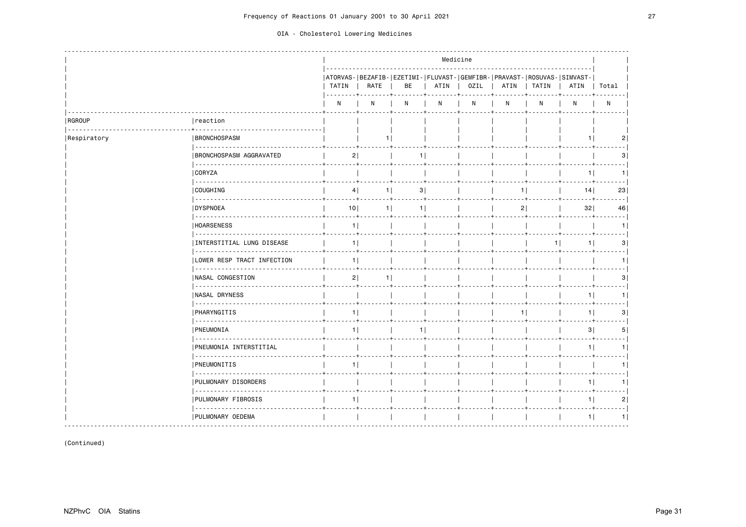Frequency of Reactions 01 January 2001 to 30 April 2021

OIA - Cholesterol Lowering Medicines

| | | Medicine | | | | | | | | |
|---|---|---|---|---|---|---|---|---|---|---|
| | | ATORVASTATIN | BEZAFIBRATE | EZETIMIBE | FLUVASTATIN | GEMFIBROZIL | PRAVASTATIN | ROSUVASTATIN | SIMVASTATIN | Total |
| | | N | N | N | N | N | N | N | N | N |
| RGROUP | reaction | | | | | | | | | |
| Respiratory | BRONCHOSPASM | | 1 | | | | | | 1 | 2 |
| | BRONCHOSPASM AGGRAVATED | 2 | | 1 | | | | | | 3 |
| | CORYZA | | | | | | | | 1 | 1 |
| | COUGHING | 4 | 1 | 3 | | | 1 | | 14 | 23 |
| | DYSPNOEA | 10 | 1 | 1 | | | 2 | | 32 | 46 |
| | HOARSENESS | 1 | | | | | | | | 1 |
| | INTERSTITIAL LUNG DISEASE | 1 | | | | | | 1 | 1 | 3 |
| | LOWER RESP TRACT INFECTION | 1 | | | | | | | | 1 |
| | NASAL CONGESTION | 2 | 1 | | | | | | | 3 |
| | NASAL DRYNESS | | | | | | | | 1 | 1 |
| | PHARYNGITIS | 1 | | | | | 1 | | 1 | 3 |
| | PNEUMONIA | 1 | | 1 | | | | | 3 | 5 |
| | PNEUMONIA INTERSTITIAL | | | | | | | | 1 | 1 |
| | PNEUMONITIS | 1 | | | | | | | | 1 |
| | PULMONARY DISORDERS | | | | | | | | 1 | 1 |
| | PULMONARY FIBROSIS | 1 | | | | | | | 1 | 2 |
| | PULMONARY OEDEMA | | | | | | | | 1 | 1 |

(Continued)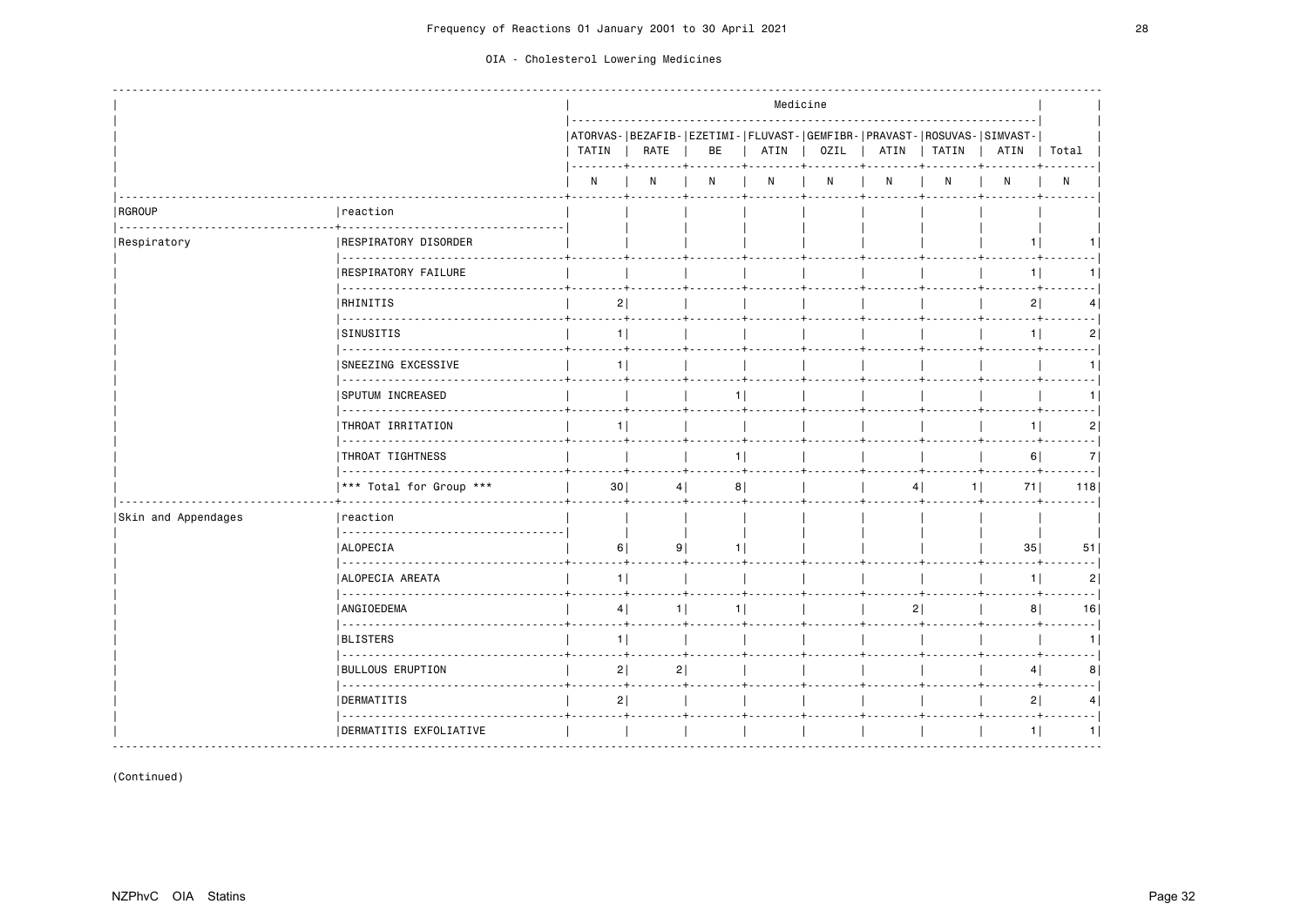Frequency of Reactions 01 January 2001 to 30 April 2021

OIA - Cholesterol Lowering Medicines

| | | Medicine | | | | | | | | |
|---|---|---|---|---|---|---|---|---|---|---|
| | | ATORVASTATIN | BEZAFIBRATE | EZETIMIBE | FLUVASTATIN | GEMFIBROZIL | PRAVASTATIN | ROSUVASTATIN | SIMVASTATIN | Total |
| | | N | N | N | N | N | N | N | N | N |
| RGROUP | reaction | | | | | | | | | |
| Respiratory | RESPIRATORY DISORDER | | | | | | | | 1 | 1 |
| | RESPIRATORY FAILURE | | | | | | | | 1 | 1 |
| | RHINITIS | 2 | | | | | | | 2 | 4 |
| | SINUSITIS | 1 | | | | | | | 1 | 2 |
| | SNEEZING EXCESSIVE | 1 | | | | | | | | 1 |
| | SPUTUM INCREASED | | | 1 | | | | | | 1 |
| | THROAT IRRITATION | 1 | | | | | | | 1 | 2 |
| | THROAT TIGHTNESS | | | 1 | | | | | 6 | 7 |
| | *** Total for Group *** | 30 | 4 | 8 | | | 4 | 1 | 71 | 118 |
| Skin and Appendages | reaction | | | | | | | | | |
| | ALOPECIA | 6 | 9 | 1 | | | | | 35 | 51 |
| | ALOPECIA AREATA | 1 | | | | | | | 1 | 2 |
| | ANGIOEDEMA | 4 | 1 | 1 | | | 2 | | 8 | 16 |
| | BLISTERS | 1 | | | | | | | | 1 |
| | BULLOUS ERUPTION | 2 | 2 | | | | | | 4 | 8 |
| | DERMATITIS | 2 | | | | | | | 2 | 4 |
| | DERMATITIS EXFOLIATIVE | | | | | | | | 1 | 1 |

(Continued)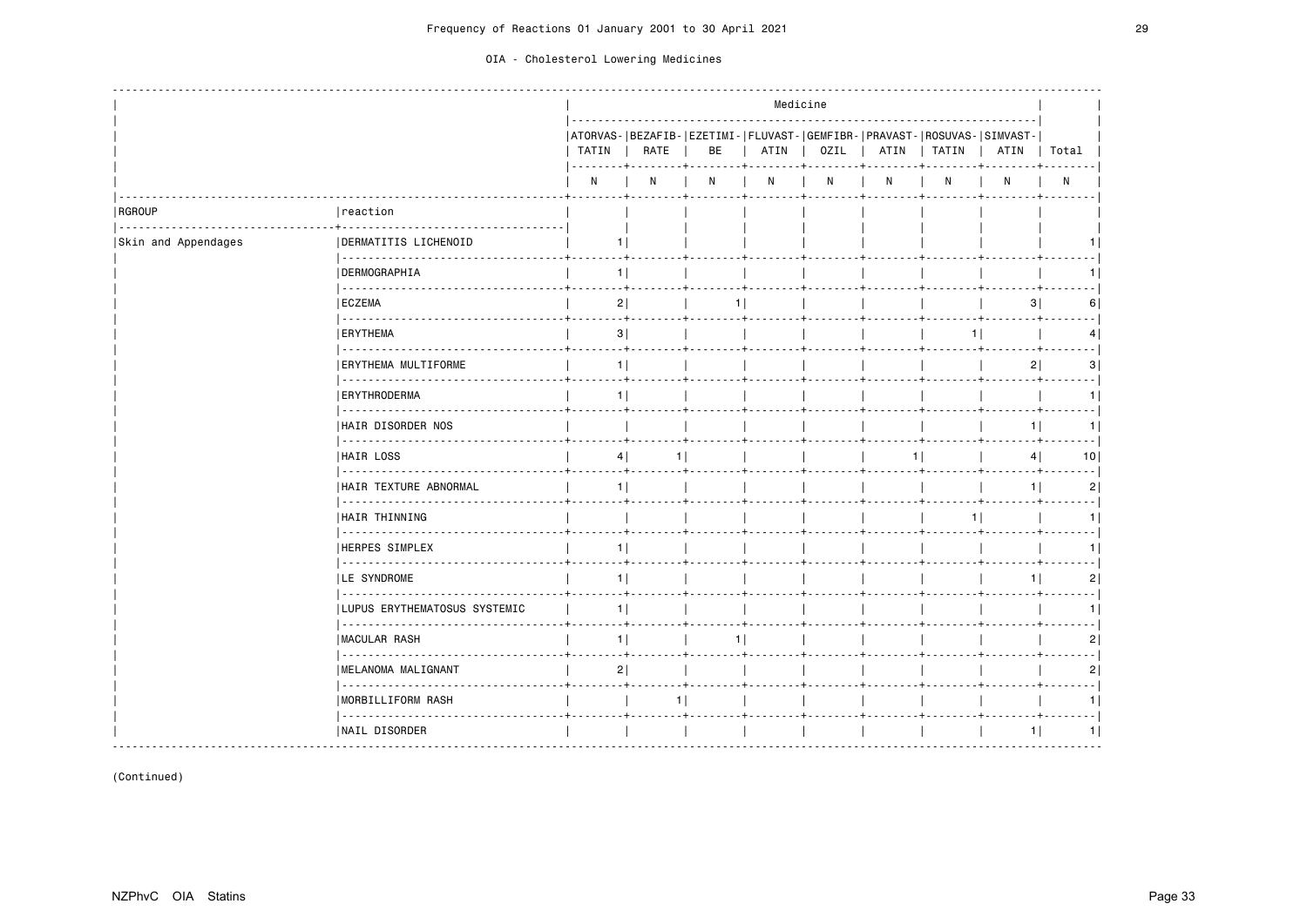Frequency of Reactions 01 January 2001 to 30 April 2021

OIA - Cholesterol Lowering Medicines

| | | Medicine | | | | | | | | |
|---|---|---|---|---|---|---|---|---|---|---|
| | | ATORVAS-TATIN | BEZAFIB-RATE | EZETIMI-BE | FLUVAST-ATIN | GEMFIBR-OZIL | PRAVAST-ATIN | ROSUVAS-TATIN | SIMVAST-ATIN | Total |
| | | N | N | N | N | N | N | N | N | N |
| RGROUP | reaction | | | | | | | | | |
| Skin and Appendages | DERMATITIS LICHENOID | 1 | | | | | | | | 1 |
| | DERMOGRAPHIA | 1 | | | | | | | | 1 |
| | ECZEMA | 2 | | 1 | | | | | 3 | 6 |
| | ERYTHEMA | 3 | | | | | | 1 | | 4 |
| | ERYTHEMA MULTIFORME | 1 | | | | | | | 2 | 3 |
| | ERYTHRODERMA | 1 | | | | | | | | 1 |
| | HAIR DISORDER NOS | | | | | | | | 1 | 1 |
| | HAIR LOSS | 4 | 1 | | | | 1 | | 4 | 10 |
| | HAIR TEXTURE ABNORMAL | 1 | | | | | | | 1 | 2 |
| | HAIR THINNING | | | | | | | 1 | | 1 |
| | HERPES SIMPLEX | 1 | | | | | | | | 1 |
| | LE SYNDROME | 1 | | | | | | | 1 | 2 |
| | LUPUS ERYTHEMATOSUS SYSTEMIC | 1 | | | | | | | | 1 |
| | MACULAR RASH | 1 | | 1 | | | | | | 2 |
| | MELANOMA MALIGNANT | 2 | | | | | | | | 2 |
| | MORBILLIFORM RASH | | 1 | | | | | | | 1 |
| | NAIL DISORDER | | | | | | | | 1 | 1 |

(Continued)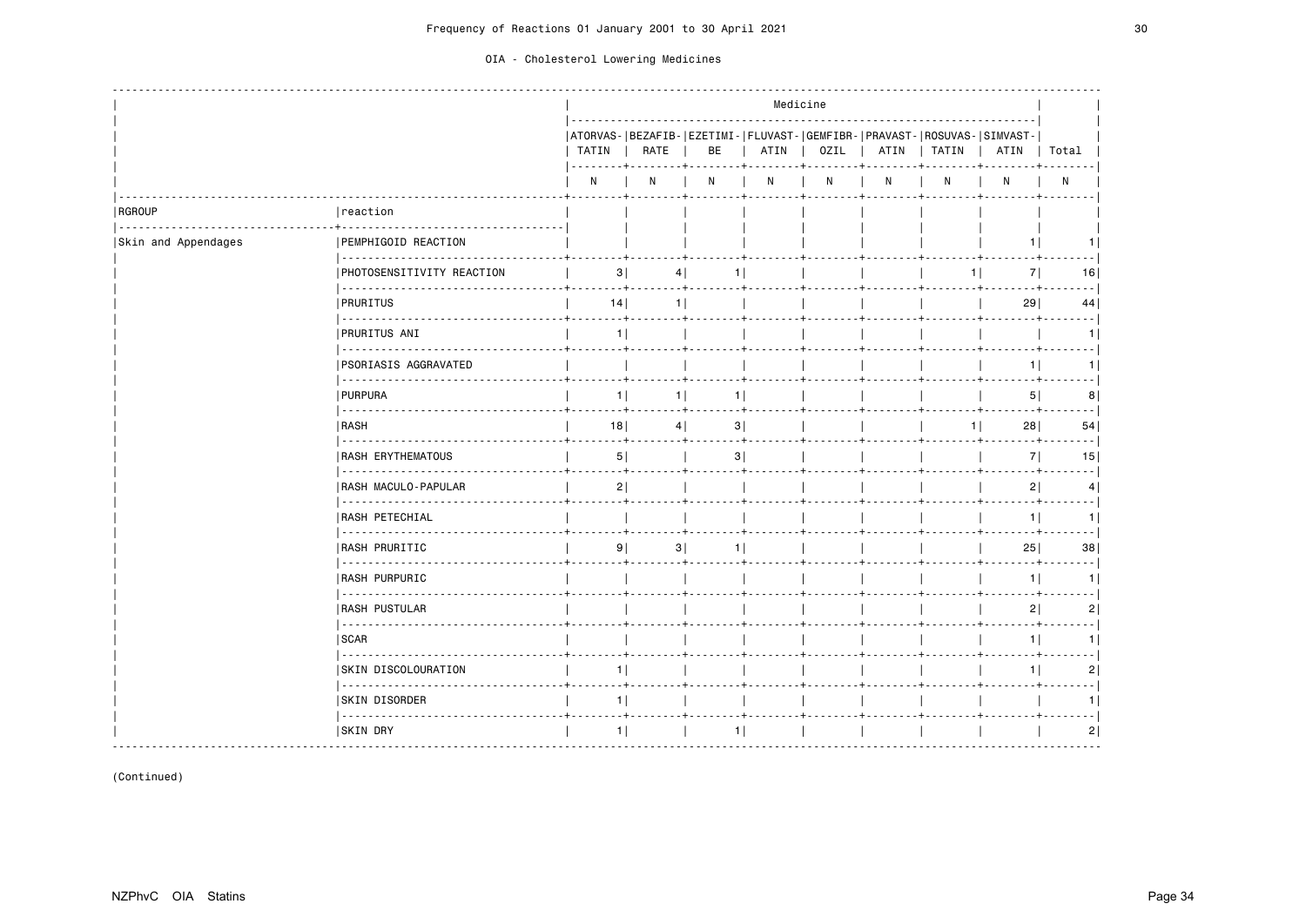Frequency of Reactions 01 January 2001 to 30 April 2021

OIA - Cholesterol Lowering Medicines

| | | Medicine | | | | | | | | |
|---|---|---|---|---|---|---|---|---|---|---|
| | | ATORVASTATIN | BEZAFIBRATE | EZETIMIBE | FLUVASTATIN | GEMFIBROZIL | PRAVASTATIN | ROSUVASTATIN | SIMVASTATIN | Total |
| | | N | N | N | N | N | N | N | N | N |
| RGROUP | reaction | | | | | | | | | |
| Skin and Appendages | PEMPHIGOID REACTION | | | | | | | | 1 | 1 |
| | PHOTOSENSITIVITY REACTION | 3 | 4 | 1 | | | | 1 | 7 | 16 |
| | PRURITUS | 14 | 1 | | | | | | 29 | 44 |
| | PRURITUS ANI | 1 | | | | | | | | 1 |
| | PSORIASIS AGGRAVATED | | | | | | | | 1 | 1 |
| | PURPURA | 1 | 1 | 1 | | | | | 5 | 8 |
| | RASH | 18 | 4 | 3 | | | | 1 | 28 | 54 |
| | RASH ERYTHEMATOUS | 5 | | 3 | | | | | 7 | 15 |
| | RASH MACULO-PAPULAR | 2 | | | | | | | 2 | 4 |
| | RASH PETECHIAL | | | | | | | | 1 | 1 |
| | RASH PRURITIC | 9 | 3 | 1 | | | | | 25 | 38 |
| | RASH PURPURIC | | | | | | | | 1 | 1 |
| | RASH PUSTULAR | | | | | | | | 2 | 2 |
| | SCAR | | | | | | | | 1 | 1 |
| | SKIN DISCOLOURATION | 1 | | | | | | | 1 | 2 |
| | SKIN DISORDER | 1 | | | | | | | | 1 |
| | SKIN DRY | 1 | | 1 | | | | | | 2 |

(Continued)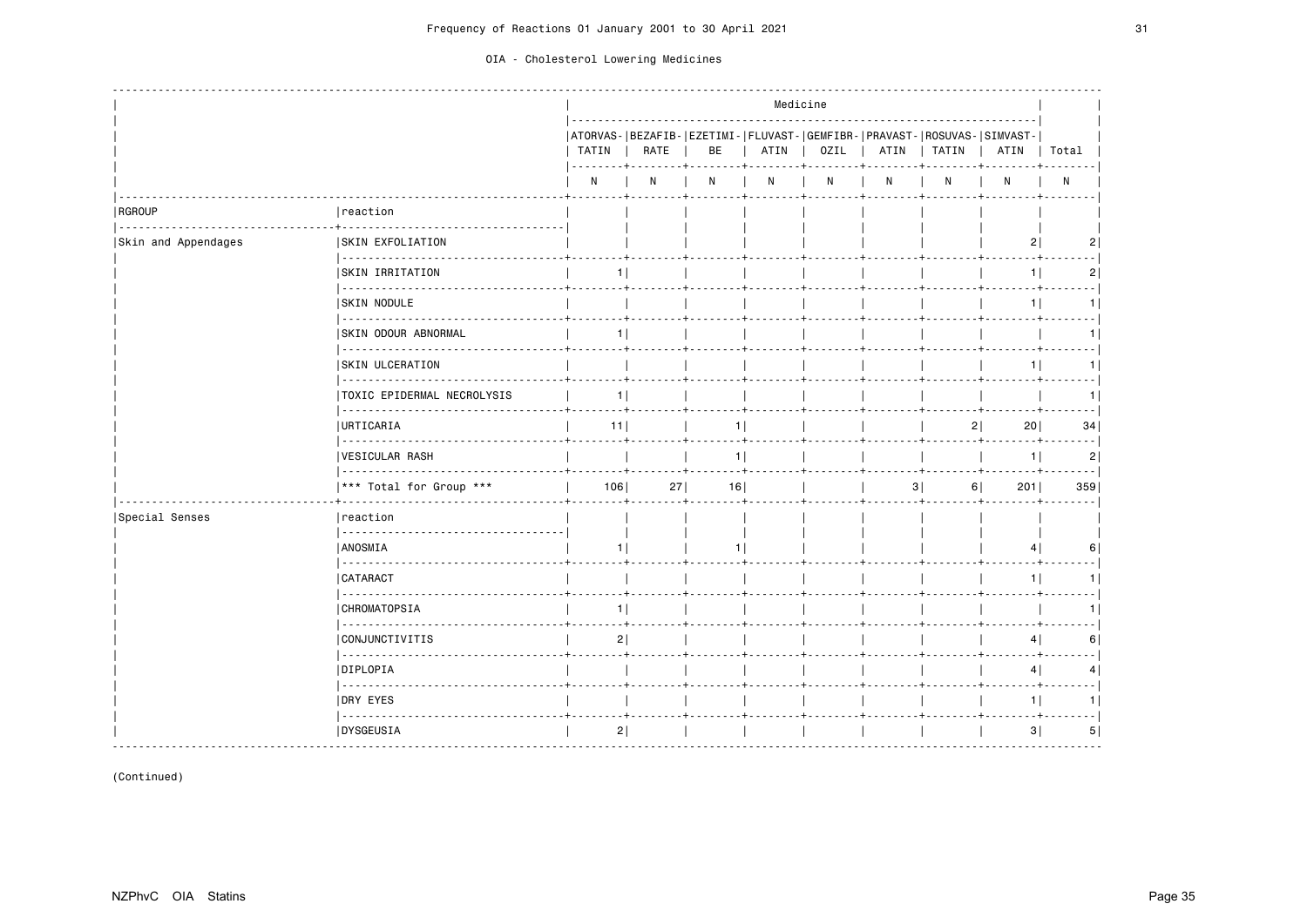Frequency of Reactions 01 January 2001 to 30 April 2021

OIA - Cholesterol Lowering Medicines

| | | Medicine | | | | | | | | |
|---|---|---|---|---|---|---|---|---|---|---|
| | | ATORVASTATIN | BEZAFIBRATE | EZETIMIBE | FLUVASTATIN | GEMFIBROZIL | PRAVASTATIN | ROSUVASTATIN | SIMVASTATIN | Total |
| | | N | N | N | N | N | N | N | N | N |
| RGROUP | reaction | | | | | | | | | |
| Skin and Appendages | SKIN EXFOLIATION | | | | | | | | 2 | 2 |
| | SKIN IRRITATION | 1 | | | | | | | 1 | 2 |
| | SKIN NODULE | | | | | | | | 1 | 1 |
| | SKIN ODOUR ABNORMAL | 1 | | | | | | | | 1 |
| | SKIN ULCERATION | | | | | | | | 1 | 1 |
| | TOXIC EPIDERMAL NECROLYSIS | 1 | | | | | | | | 1 |
| | URTICARIA | 11 | | 1 | | | | 2 | 20 | 34 |
| | VESICULAR RASH | | | 1 | | | | | 1 | 2 |
| | *** Total for Group *** | 106 | 27 | 16 | | | 3 | 6 | 201 | 359 |
| Special Senses | reaction | | | | | | | | | |
| | ANOSMIA | 1 | | 1 | | | | | 4 | 6 |
| | CATARACT | | | | | | | | 1 | 1 |
| | CHROMATOPSIA | 1 | | | | | | | | 1 |
| | CONJUNCTIVITIS | 2 | | | | | | | 4 | 6 |
| | DIPLOPIA | | | | | | | | 4 | 4 |
| | DRY EYES | | | | | | | | 1 | 1 |
| | DYSGEUSIA | 2 | | | | | | | 3 | 5 |

(Continued)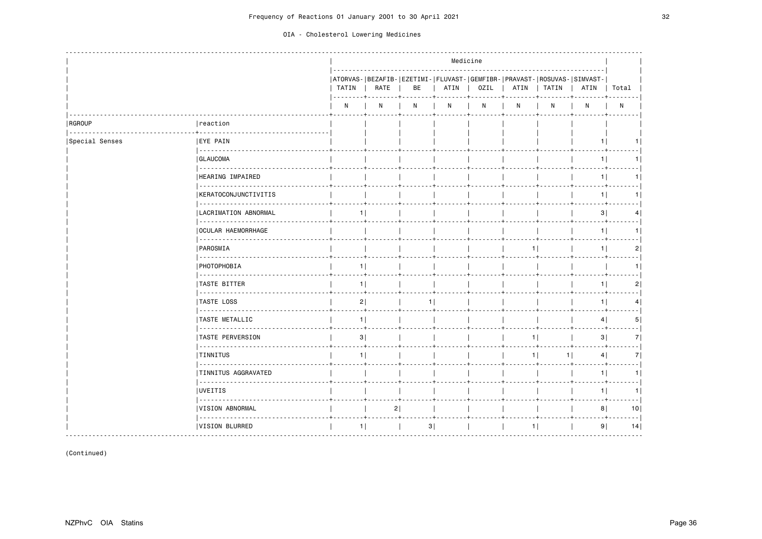Frequency of Reactions 01 January 2001 to 30 April 2021

OIA - Cholesterol Lowering Medicines

| | | Medicine | | | | | | | | |
|---|---|---|---|---|---|---|---|---|---|---|
| | | ATORVAS-TATIN | BEZAFIB-RATE | EZETIMI-BE | FLUVAST-ATIN | GEMFIBR-OZIL | PRAVAST-ATIN | ROSUVAS-TATIN | SIMVAST-ATIN | Total |
| | | N | N | N | N | N | N | N | N | N |
| RGROUP | reaction | | | | | | | | | |
| Special Senses | EYE PAIN | | | | | | | | 1 | 1 |
| | GLAUCOMA | | | | | | | | 1 | 1 |
| | HEARING IMPAIRED | | | | | | | | 1 | 1 |
| | KERATOCONJUNCTIVITIS | | | | | | | | 1 | 1 |
| | LACRIMATION ABNORMAL | 1 | | | | | | | 3 | 4 |
| | OCULAR HAEMORRHAGE | | | | | | | | 1 | 1 |
| | PAROSMIA | | | | | | 1 | | 1 | 2 |
| | PHOTOPHOBIA | 1 | | | | | | | | 1 |
| | TASTE BITTER | 1 | | | | | | | 1 | 2 |
| | TASTE LOSS | 2 | | 1 | | | | | 1 | 4 |
| | TASTE METALLIC | 1 | | | | | | | 4 | 5 |
| | TASTE PERVERSION | 3 | | | | | 1 | | 3 | 7 |
| | TINNITUS | 1 | | | | | 1 | 1 | 4 | 7 |
| | TINNITUS AGGRAVATED | | | | | | | | 1 | 1 |
| | UVEITIS | | | | | | | | 1 | 1 |
| | VISION ABNORMAL | | 2 | | | | | | 8 | 10 |
| | VISION BLURRED | 1 | | 3 | | | 1 | | 9 | 14 |

(Continued)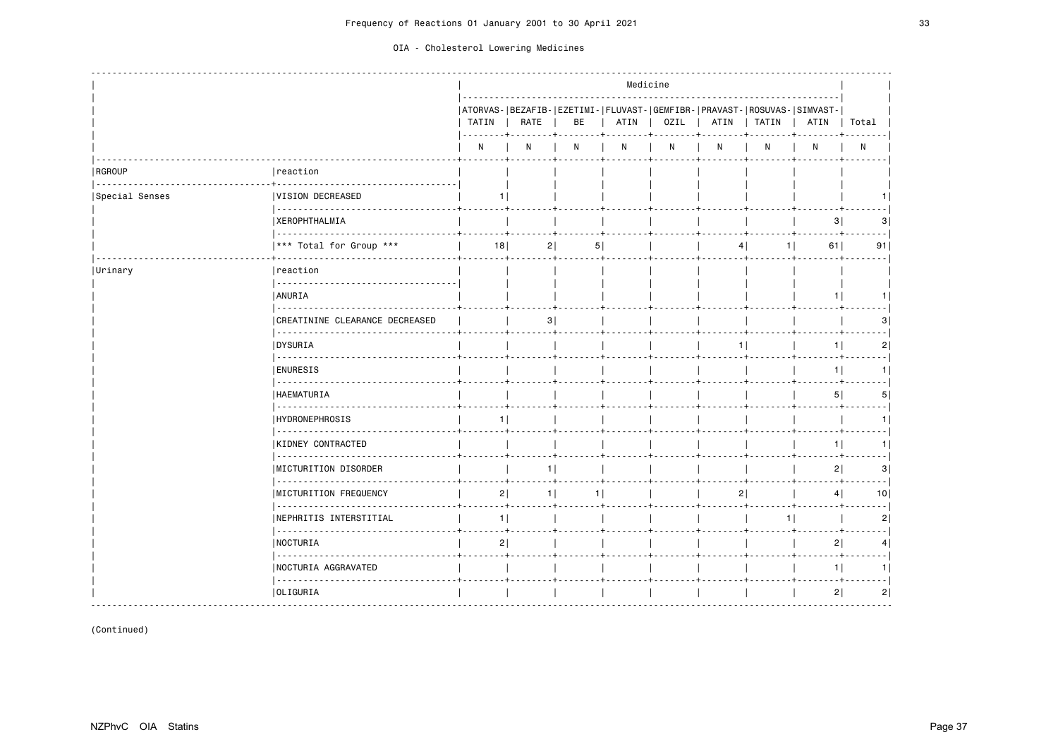Frequency of Reactions 01 January 2001 to 30 April 2021

OIA - Cholesterol Lowering Medicines

| RGROUP | reaction | ATORVASTATIN N | BEZAFIBRATE N | EZETIMIBE N | FLUVASTATIN N | GEMFIBROZIL N | PRAVASTATIN N | ROSUVASTATIN N | SIMVASTATIN N | Total N |
|---|---|---|---|---|---|---|---|---|---|---|
| Special Senses | VISION DECREASED | 1 | | | | | | | | 1 |
| | XEROPHTHALMIA | | | | | | | | 3 | 3 |
| | *** Total for Group *** | 18 | 2 | 5 | | | 4 | 1 | 61 | 91 |
| Urinary | ANURIA | | | | | | | | 1 | 1 |
| | CREATININE CLEARANCE DECREASED | | 3 | | | | | | | 3 |
| | DYSURIA | | | | | | 1 | | 1 | 2 |
| | ENURESIS | | | | | | | | 1 | 1 |
| | HAEMATURIA | | | | | | | | 5 | 5 |
| | HYDRONEPHROSIS | 1 | | | | | | | | 1 |
| | KIDNEY CONTRACTED | | | | | | | | 1 | 1 |
| | MICTURITION DISORDER | | 1 | | | | | | 2 | 3 |
| | MICTURITION FREQUENCY | 2 | 1 | 1 | | | 2 | | 4 | 10 |
| | NEPHRITIS INTERSTITIAL | 1 | | | | | | 1 | | 2 |
| | NOCTURIA | 2 | | | | | | | 2 | 4 |
| | NOCTURIA AGGRAVATED | | | | | | | | 1 | 1 |
| | OLIGURIA | | | | | | | | 2 | 2 |

(Continued)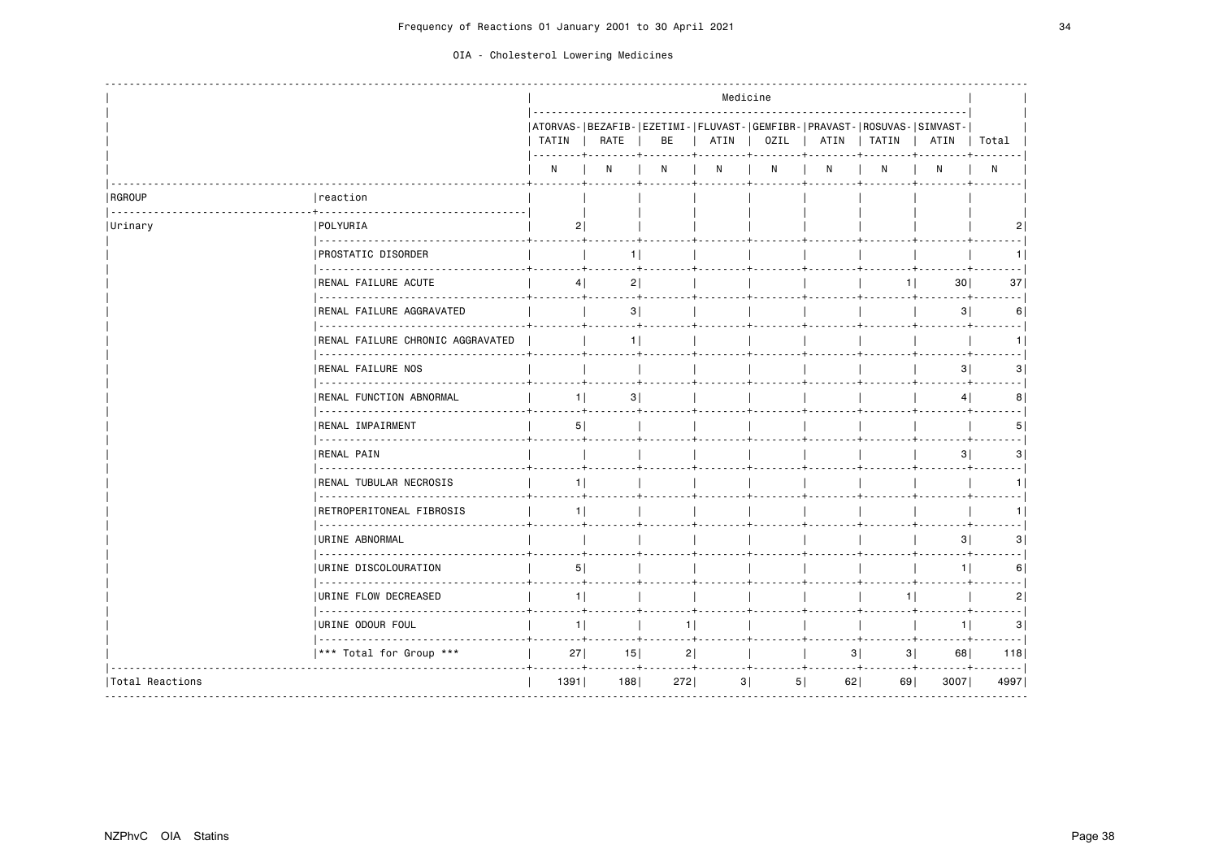Frequency of Reactions 01 January 2001 to 30 April 2021

OIA - Cholesterol Lowering Medicines

| RGROUP | reaction | ATORVASTATIN | BEZAFIBRATE | EZETIMIBE | FLUVASTATIN | GEMFIBROZIL | PRAVASTATIN | ROSUVASTATIN | SIMVASTATIN | Total |
|---|---|---|---|---|---|---|---|---|---|---|
| | | N | N | N | N | N | N | N | N | N |
| Urinary | POLYURIA | 2 | | | | | | | | 2 |
| | PROSTATIC DISORDER | | 1 | | | | | | | 1 |
| | RENAL FAILURE ACUTE | 4 | 2 | | | | | 1 | 30 | 37 |
| | RENAL FAILURE AGGRAVATED | | 3 | | | | | | 3 | 6 |
| | RENAL FAILURE CHRONIC AGGRAVATED | | 1 | | | | | | | 1 |
| | RENAL FAILURE NOS | | | | | | | | 3 | 3 |
| | RENAL FUNCTION ABNORMAL | 1 | 3 | | | | | | 4 | 8 |
| | RENAL IMPAIRMENT | 5 | | | | | | | | 5 |
| | RENAL PAIN | | | | | | | | 3 | 3 |
| | RENAL TUBULAR NECROSIS | 1 | | | | | | | | 1 |
| | RETROPERITONEAL FIBROSIS | 1 | | | | | | | | 1 |
| | URINE ABNORMAL | | | | | | | | 3 | 3 |
| | URINE DISCOLOURATION | 5 | | | | | | | 1 | 6 |
| | URINE FLOW DECREASED | 1 | | | | | | 1 | | 2 |
| | URINE ODOUR FOUL | 1 | | 1 | | | | | 1 | 3 |
| | *** Total for Group *** | 27 | 15 | 2 | | | 3 | 3 | 68 | 118 |
| Total Reactions | | 1391 | 188 | 272 | 3 | 5 | 62 | 69 | 3007 | 4997 |